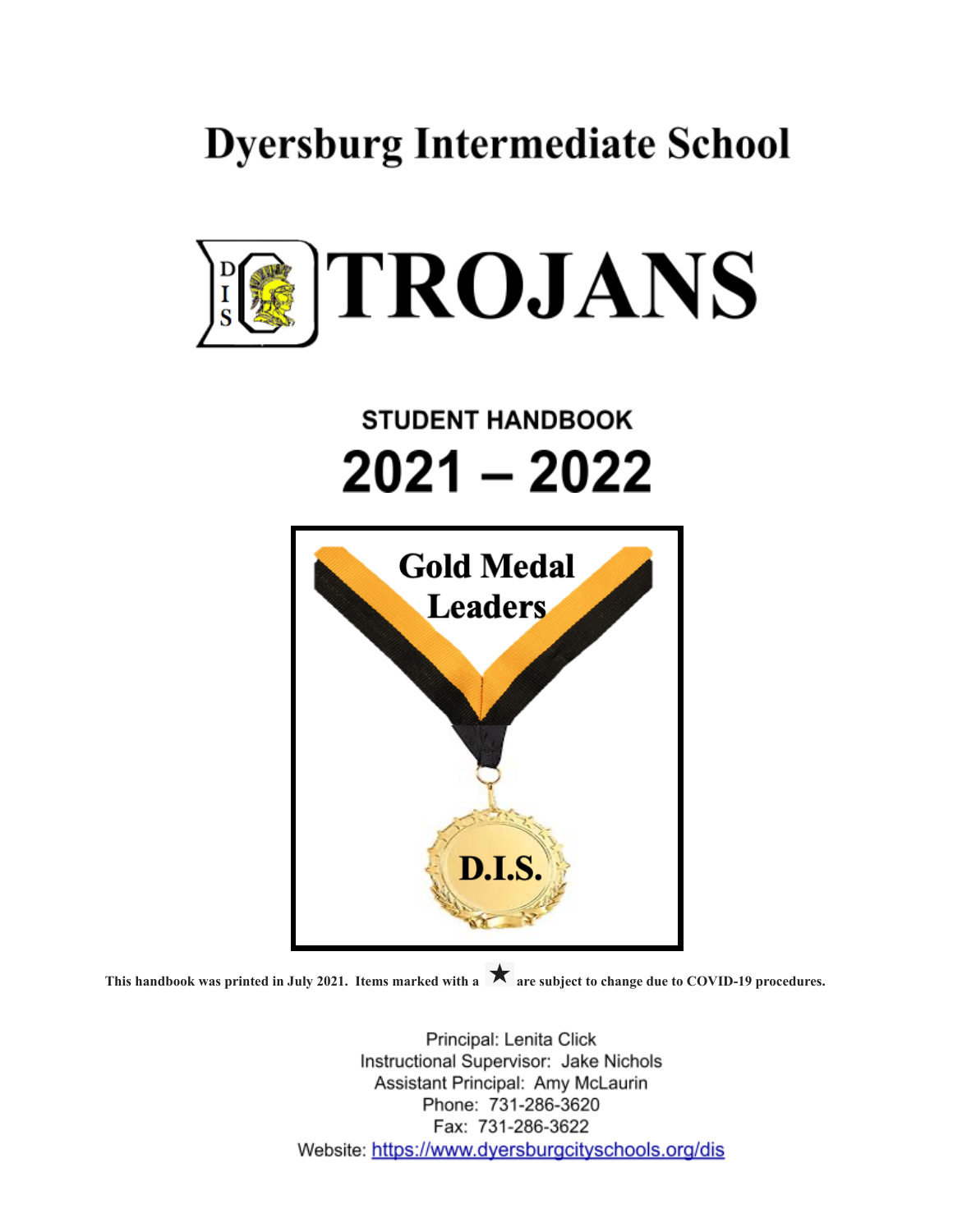# Dyersburg Intermediate School

# TROJANS

## STUDENT HANDBOOK

## 2021 – 2022

**Gold Medal Leaders**

**D.I.S.**

**This handbook was printed in July 2021. Items marked with a ★ are subject to change due to COVID-19 procedures.**

Principal: Lenita Click
Instructional Supervisor: Jake Nichols
Assistant Principal: Amy McLaurin
Phone: 731-286-3620
Fax: 731-286-3622
Website: https://www.dyersburgcityschools.org/dis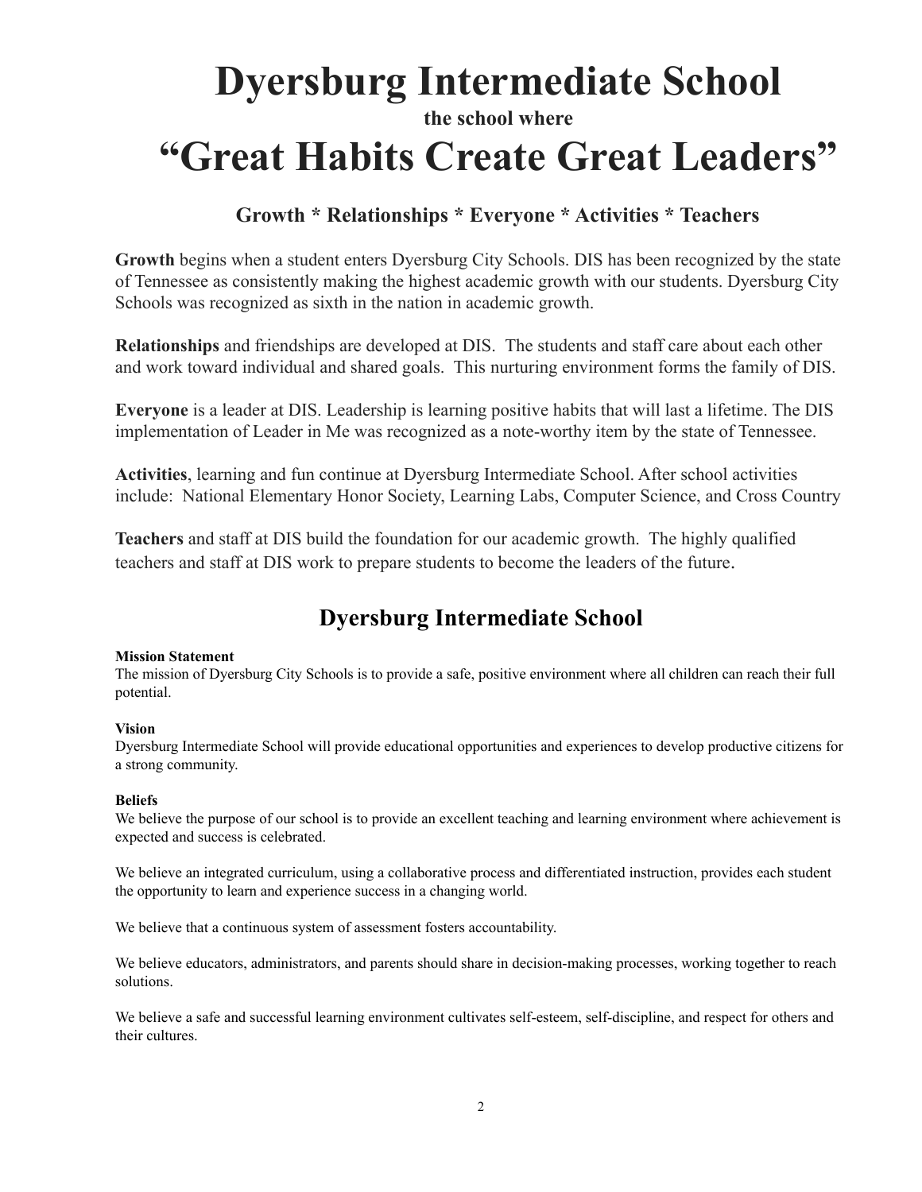# Dyersburg Intermediate School

**the school where**

# "Great Habits Create Great Leaders"

### Growth * Relationships * Everyone * Activities * Teachers

**Growth** begins when a student enters Dyersburg City Schools. DIS has been recognized by the state of Tennessee as consistently making the highest academic growth with our students. Dyersburg City Schools was recognized as sixth in the nation in academic growth.

**Relationships** and friendships are developed at DIS. The students and staff care about each other and work toward individual and shared goals. This nurturing environment forms the family of DIS.

**Everyone** is a leader at DIS. Leadership is learning positive habits that will last a lifetime. The DIS implementation of Leader in Me was recognized as a note-worthy item by the state of Tennessee.

**Activities**, learning and fun continue at Dyersburg Intermediate School. After school activities include: National Elementary Honor Society, Learning Labs, Computer Science, and Cross Country

**Teachers** and staff at DIS build the foundation for our academic growth. The highly qualified teachers and staff at DIS work to prepare students to become the leaders of the future.

## Dyersburg Intermediate School

**Mission Statement**

The mission of Dyersburg City Schools is to provide a safe, positive environment where all children can reach their full potential.

**Vision**

Dyersburg Intermediate School will provide educational opportunities and experiences to develop productive citizens for a strong community.

**Beliefs**

We believe the purpose of our school is to provide an excellent teaching and learning environment where achievement is expected and success is celebrated.

We believe an integrated curriculum, using a collaborative process and differentiated instruction, provides each student the opportunity to learn and experience success in a changing world.

We believe that a continuous system of assessment fosters accountability.

We believe educators, administrators, and parents should share in decision-making processes, working together to reach solutions.

We believe a safe and successful learning environment cultivates self-esteem, self-discipline, and respect for others and their cultures.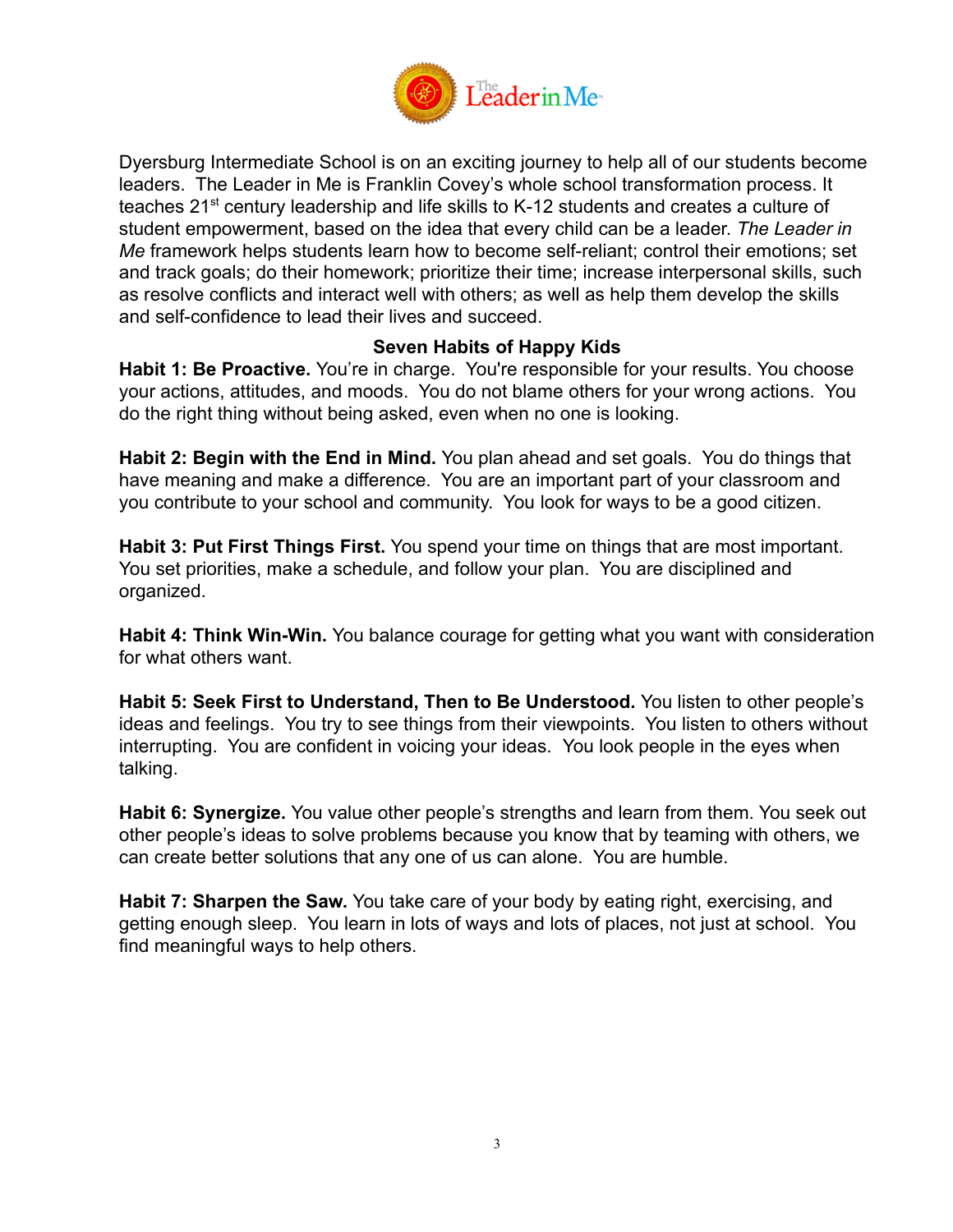Dyersburg Intermediate School is on an exciting journey to help all of our students become leaders. The Leader in Me is Franklin Covey's whole school transformation process. It teaches 21st century leadership and life skills to K-12 students and creates a culture of student empowerment, based on the idea that every child can be a leader. *The Leader in Me* framework helps students learn how to become self-reliant; control their emotions; set and track goals; do their homework; prioritize their time; increase interpersonal skills, such as resolve conflicts and interact well with others; as well as help them develop the skills and self-confidence to lead their lives and succeed.

## Seven Habits of Happy Kids

**Habit 1: Be Proactive.** You're in charge. You're responsible for your results. You choose your actions, attitudes, and moods. You do not blame others for your wrong actions. You do the right thing without being asked, even when no one is looking.

**Habit 2: Begin with the End in Mind.** You plan ahead and set goals. You do things that have meaning and make a difference. You are an important part of your classroom and you contribute to your school and community. You look for ways to be a good citizen.

**Habit 3: Put First Things First.** You spend your time on things that are most important. You set priorities, make a schedule, and follow your plan. You are disciplined and organized.

**Habit 4: Think Win-Win.** You balance courage for getting what you want with consideration for what others want.

**Habit 5: Seek First to Understand, Then to Be Understood.** You listen to other people's ideas and feelings. You try to see things from their viewpoints. You listen to others without interrupting. You are confident in voicing your ideas. You look people in the eyes when talking.

**Habit 6: Synergize.** You value other people's strengths and learn from them. You seek out other people's ideas to solve problems because you know that by teaming with others, we can create better solutions that any one of us can alone. You are humble.

**Habit 7: Sharpen the Saw.** You take care of your body by eating right, exercising, and getting enough sleep. You learn in lots of ways and lots of places, not just at school. You find meaningful ways to help others.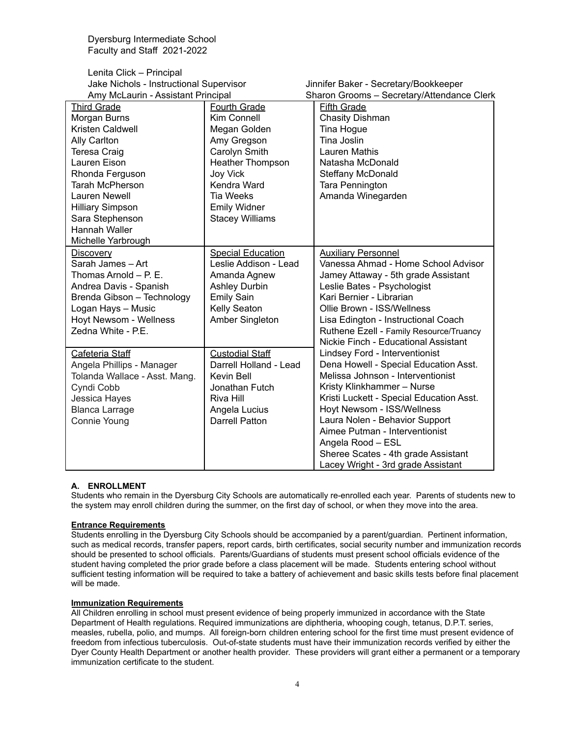Dyersburg Intermediate School
Faculty and Staff 2021-2022

Lenita Click – Principal
Jake Nichols - Instructional Supervisor
Amy McLaurin - Assistant Principal

Jinnifer Baker - Secretary/Bookkeeper
Sharon Grooms – Secretary/Attendance Clerk

| Third Grade | Fourth Grade | Fifth Grade |
|---|---|---|
| Morgan Burns<br>Kristen Caldwell<br>Ally Carlton<br>Teresa Craig<br>Lauren Eison<br>Rhonda Ferguson<br>Tarah McPherson<br>Lauren Newell<br>Hilliary Simpson<br>Sara Stephenson<br>Hannah Waller<br>Michelle Yarbrough | Kim Connell<br>Megan Golden<br>Amy Gregson<br>Carolyn Smith<br>Heather Thompson<br>Joy Vick<br>Kendra Ward<br>Tia Weeks<br>Emily Widner<br>Stacey Williams | Chasity Dishman<br>Tina Hogue<br>Tina Joslin<br>Lauren Mathis<br>Natasha McDonald<br>Steffany McDonald<br>Tara Pennington<br>Amanda Winegarden |
| **Discovery** | **Special Education** | **Auxiliary Personnel** |
| Sarah James – Art<br>Thomas Arnold – P. E.<br>Andrea Davis - Spanish<br>Brenda Gibson – Technology<br>Logan Hays – Music<br>Hoyt Newsom - Wellness<br>Zedna White - P.E. | Leslie Addison - Lead<br>Amanda Agnew<br>Ashley Durbin<br>Emily Sain<br>Kelly Seaton<br>Amber Singleton | Vanessa Ahmad - Home School Advisor<br>Jamey Attaway - 5th grade Assistant<br>Leslie Bates - Psychologist<br>Kari Bernier - Librarian<br>Ollie Brown - ISS/Wellness<br>Lisa Edington - Instructional Coach<br>Ruthene Ezell - Family Resource/Truancy<br>Nickie Finch - Educational Assistant<br>Lindsey Ford - Interventionist<br>Dena Howell - Special Education Asst.<br>Melissa Johnson - Interventionist<br>Kristy Klinkhammer – Nurse<br>Kristi Luckett - Special Education Asst.<br>Hoyt Newsom - ISS/Wellness<br>Laura Nolen - Behavior Support<br>Aimee Putman - Interventionist<br>Angela Rood – ESL<br>Sheree Scates - 4th grade Assistant<br>Lacey Wright - 3rd grade Assistant |
| **Cafeteria Staff** | **Custodial Staff** | |
| Angela Phillips - Manager<br>Tolanda Wallace - Asst. Mang.<br>Cyndi Cobb<br>Jessica Hayes<br>Blanca Larrage<br>Connie Young | Darrell Holland - Lead<br>Kevin Bell<br>Jonathan Futch<br>Riva Hill<br>Angela Lucius<br>Darrell Patton | |

## A. ENROLLMENT

Students who remain in the Dyersburg City Schools are automatically re-enrolled each year. Parents of students new to the system may enroll children during the summer, on the first day of school, or when they move into the area.

### Entrance Requirements

Students enrolling in the Dyersburg City Schools should be accompanied by a parent/guardian. Pertinent information, such as medical records, transfer papers, report cards, birth certificates, social security number and immunization records should be presented to school officials. Parents/Guardians of students must present school officials evidence of the student having completed the prior grade before a class placement will be made. Students entering school without sufficient testing information will be required to take a battery of achievement and basic skills tests before final placement will be made.

### Immunization Requirements

All Children enrolling in school must present evidence of being properly immunized in accordance with the State Department of Health regulations. Required immunizations are diphtheria, whooping cough, tetanus, D.P.T. series, measles, rubella, polio, and mumps. All foreign-born children entering school for the first time must present evidence of freedom from infectious tuberculosis. Out-of-state students must have their immunization records verified by either the Dyer County Health Department or another health provider. These providers will grant either a permanent or a temporary immunization certificate to the student.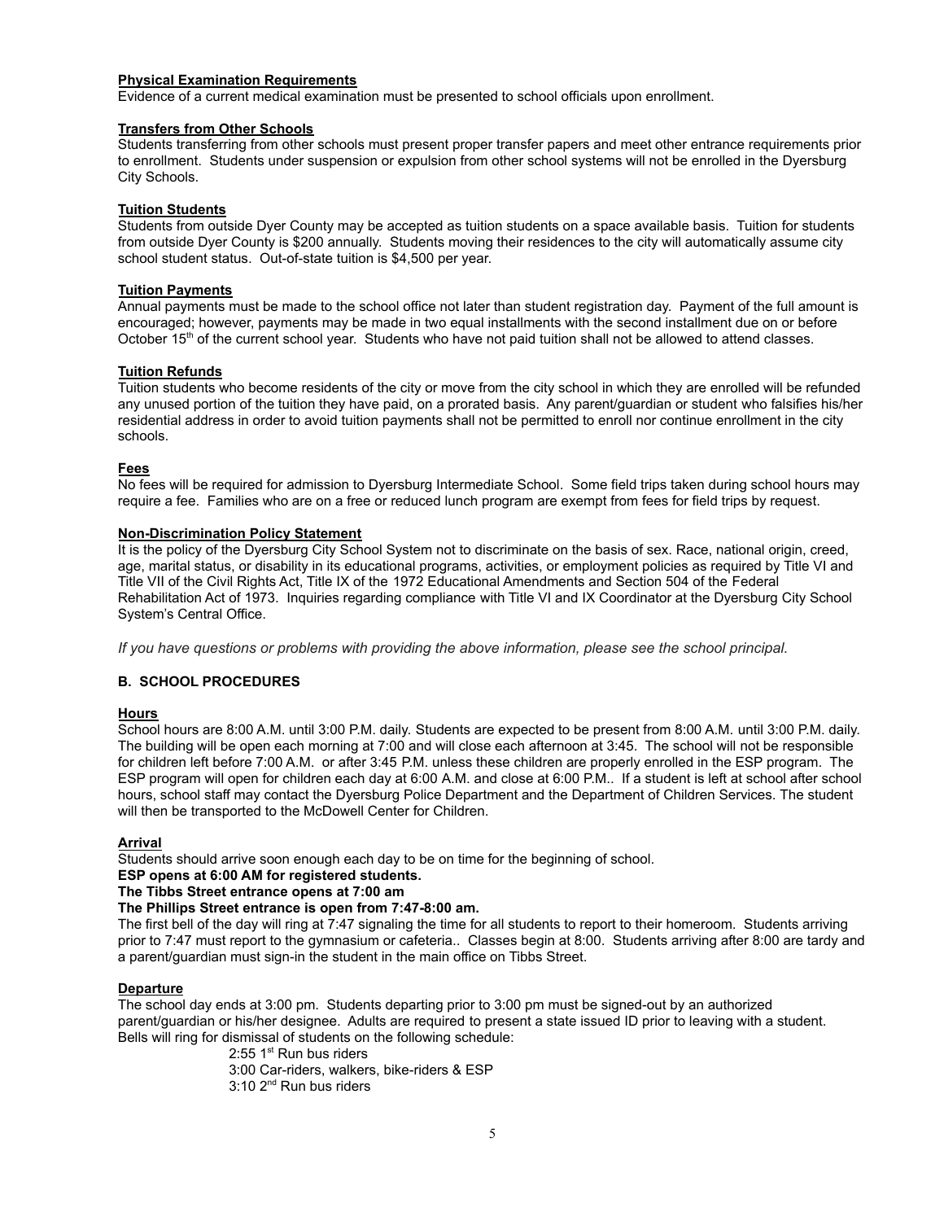**Physical Examination Requirements**

Evidence of a current medical examination must be presented to school officials upon enrollment.

**Transfers from Other Schools**

Students transferring from other schools must present proper transfer papers and meet other entrance requirements prior to enrollment. Students under suspension or expulsion from other school systems will not be enrolled in the Dyersburg City Schools.

**Tuition Students**

Students from outside Dyer County may be accepted as tuition students on a space available basis. Tuition for students from outside Dyer County is $200 annually. Students moving their residences to the city will automatically assume city school student status. Out-of-state tuition is $4,500 per year.

**Tuition Payments**

Annual payments must be made to the school office not later than student registration day. Payment of the full amount is encouraged; however, payments may be made in two equal installments with the second installment due on or before October 15th of the current school year. Students who have not paid tuition shall not be allowed to attend classes.

**Tuition Refunds**

Tuition students who become residents of the city or move from the city school in which they are enrolled will be refunded any unused portion of the tuition they have paid, on a prorated basis. Any parent/guardian or student who falsifies his/her residential address in order to avoid tuition payments shall not be permitted to enroll nor continue enrollment in the city schools.

**Fees**

No fees will be required for admission to Dyersburg Intermediate School. Some field trips taken during school hours may require a fee. Families who are on a free or reduced lunch program are exempt from fees for field trips by request.

**Non-Discrimination Policy Statement**

It is the policy of the Dyersburg City School System not to discriminate on the basis of sex. Race, national origin, creed, age, marital status, or disability in its educational programs, activities, or employment policies as required by Title VI and Title VII of the Civil Rights Act, Title IX of the 1972 Educational Amendments and Section 504 of the Federal Rehabilitation Act of 1973. Inquiries regarding compliance with Title VI and IX Coordinator at the Dyersburg City School System's Central Office.

*If you have questions or problems with providing the above information, please see the school principal.*

## B. SCHOOL PROCEDURES

**Hours**

School hours are 8:00 A.M. until 3:00 P.M. daily. Students are expected to be present from 8:00 A.M. until 3:00 P.M. daily. The building will be open each morning at 7:00 and will close each afternoon at 3:45. The school will not be responsible for children left before 7:00 A.M. or after 3:45 P.M. unless these children are properly enrolled in the ESP program. The ESP program will open for children each day at 6:00 A.M. and close at 6:00 P.M.. If a student is left at school after school hours, school staff may contact the Dyersburg Police Department and the Department of Children Services. The student will then be transported to the McDowell Center for Children.

**Arrival**

Students should arrive soon enough each day to be on time for the beginning of school.

**ESP opens at 6:00 AM for registered students.**

**The Tibbs Street entrance opens at 7:00 am**

**The Phillips Street entrance is open from 7:47-8:00 am.**

The first bell of the day will ring at 7:47 signaling the time for all students to report to their homeroom. Students arriving prior to 7:47 must report to the gymnasium or cafeteria.. Classes begin at 8:00. Students arriving after 8:00 are tardy and a parent/guardian must sign-in the student in the main office on Tibbs Street.

**Departure**

The school day ends at 3:00 pm. Students departing prior to 3:00 pm must be signed-out by an authorized parent/guardian or his/her designee. Adults are required to present a state issued ID prior to leaving with a student. Bells will ring for dismissal of students on the following schedule:

2:55 1st Run bus riders
3:00 Car-riders, walkers, bike-riders & ESP
3:10 2nd Run bus riders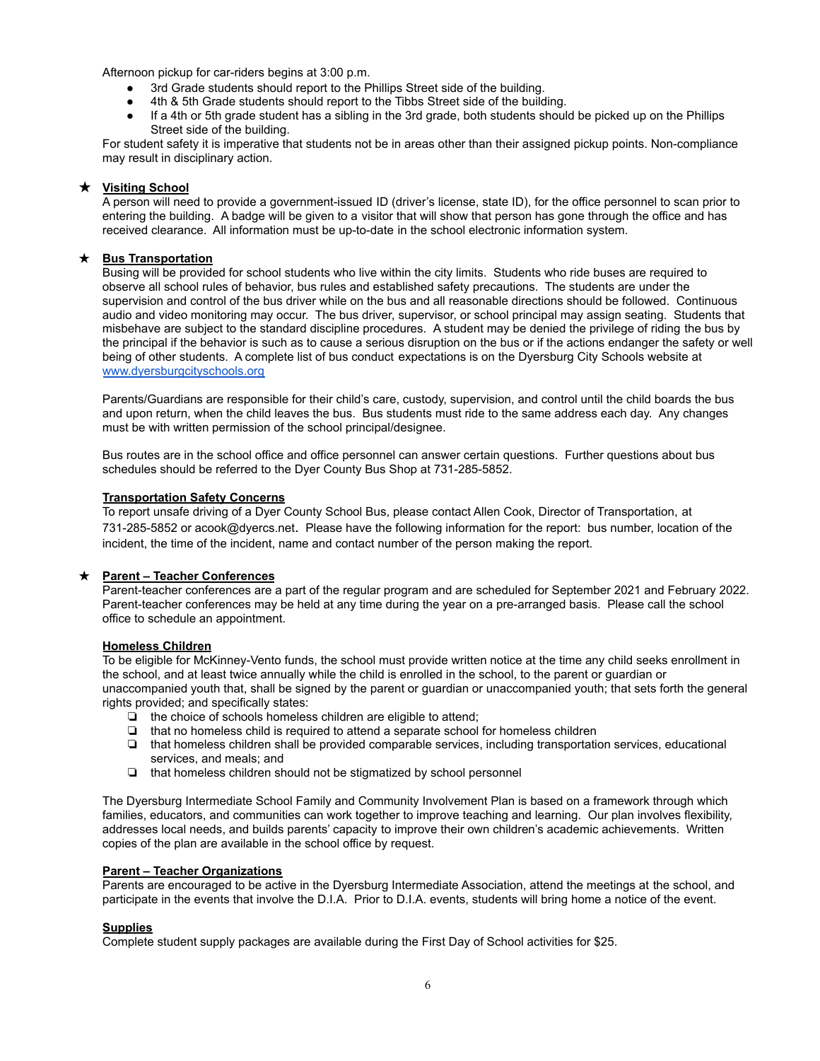Afternoon pickup for car-riders begins at 3:00 p.m.

- 3rd Grade students should report to the Phillips Street side of the building.
- 4th & 5th Grade students should report to the Tibbs Street side of the building.
- If a 4th or 5th grade student has a sibling in the 3rd grade, both students should be picked up on the Phillips Street side of the building.

For student safety it is imperative that students not be in areas other than their assigned pickup points. Non-compliance may result in disciplinary action.

## ★ Visiting School

A person will need to provide a government-issued ID (driver's license, state ID), for the office personnel to scan prior to entering the building. A badge will be given to a visitor that will show that person has gone through the office and has received clearance. All information must be up-to-date in the school electronic information system.

## ★ Bus Transportation

Busing will be provided for school students who live within the city limits. Students who ride buses are required to observe all school rules of behavior, bus rules and established safety precautions. The students are under the supervision and control of the bus driver while on the bus and all reasonable directions should be followed. Continuous audio and video monitoring may occur. The bus driver, supervisor, or school principal may assign seating. Students that misbehave are subject to the standard discipline procedures. A student may be denied the privilege of riding the bus by the principal if the behavior is such as to cause a serious disruption on the bus or if the actions endanger the safety or well being of other students. A complete list of bus conduct expectations is on the Dyersburg City Schools website at www.dyersburgcityschools.org

Parents/Guardians are responsible for their child's care, custody, supervision, and control until the child boards the bus and upon return, when the child leaves the bus. Bus students must ride to the same address each day. Any changes must be with written permission of the school principal/designee.

Bus routes are in the school office and office personnel can answer certain questions. Further questions about bus schedules should be referred to the Dyer County Bus Shop at 731-285-5852.

### Transportation Safety Concerns

To report unsafe driving of a Dyer County School Bus, please contact Allen Cook, Director of Transportation, at 731-285-5852 or acook@dyercs.net. Please have the following information for the report: bus number, location of the incident, the time of the incident, name and contact number of the person making the report.

## ★ Parent – Teacher Conferences

Parent-teacher conferences are a part of the regular program and are scheduled for September 2021 and February 2022. Parent-teacher conferences may be held at any time during the year on a pre-arranged basis. Please call the school office to schedule an appointment.

### Homeless Children

To be eligible for McKinney-Vento funds, the school must provide written notice at the time any child seeks enrollment in the school, and at least twice annually while the child is enrolled in the school, to the parent or guardian or unaccompanied youth that, shall be signed by the parent or guardian or unaccompanied youth; that sets forth the general rights provided; and specifically states:

- ❏ the choice of schools homeless children are eligible to attend;
- ❏ that no homeless child is required to attend a separate school for homeless children
- ❏ that homeless children shall be provided comparable services, including transportation services, educational services, and meals; and
- ❏ that homeless children should not be stigmatized by school personnel

The Dyersburg Intermediate School Family and Community Involvement Plan is based on a framework through which families, educators, and communities can work together to improve teaching and learning. Our plan involves flexibility, addresses local needs, and builds parents' capacity to improve their own children's academic achievements. Written copies of the plan are available in the school office by request.

### Parent – Teacher Organizations

Parents are encouraged to be active in the Dyersburg Intermediate Association, attend the meetings at the school, and participate in the events that involve the D.I.A. Prior to D.I.A. events, students will bring home a notice of the event.

### Supplies

Complete student supply packages are available during the First Day of School activities for $25.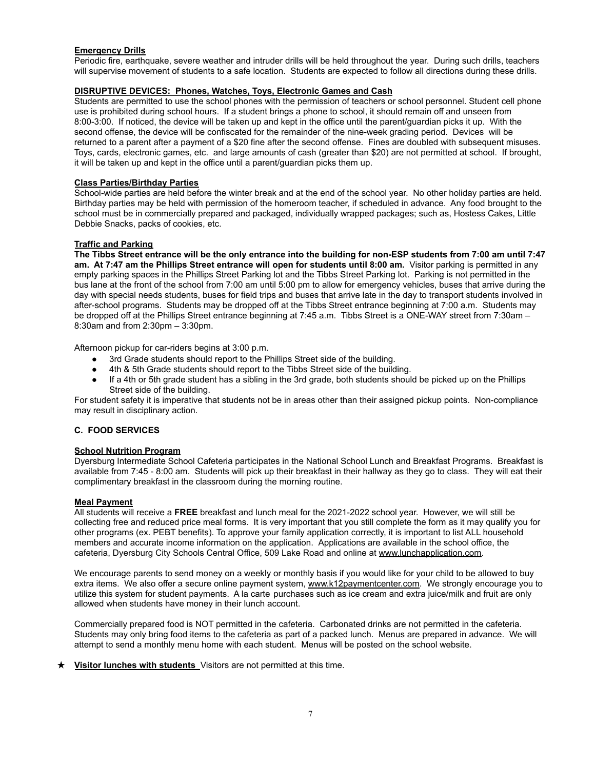**Emergency Drills**

Periodic fire, earthquake, severe weather and intruder drills will be held throughout the year. During such drills, teachers will supervise movement of students to a safe location. Students are expected to follow all directions during these drills.

**DISRUPTIVE DEVICES: Phones, Watches, Toys, Electronic Games and Cash**

Students are permitted to use the school phones with the permission of teachers or school personnel. Student cell phone use is prohibited during school hours. If a student brings a phone to school, it should remain off and unseen from 8:00-3:00. If noticed, the device will be taken up and kept in the office until the parent/guardian picks it up. With the second offense, the device will be confiscated for the remainder of the nine-week grading period. Devices will be returned to a parent after a payment of a $20 fine after the second offense. Fines are doubled with subsequent misuses. Toys, cards, electronic games, etc. and large amounts of cash (greater than $20) are not permitted at school. If brought, it will be taken up and kept in the office until a parent/guardian picks them up.

**Class Parties/Birthday Parties**

School-wide parties are held before the winter break and at the end of the school year. No other holiday parties are held. Birthday parties may be held with permission of the homeroom teacher, if scheduled in advance. Any food brought to the school must be in commercially prepared and packaged, individually wrapped packages; such as, Hostess Cakes, Little Debbie Snacks, packs of cookies, etc.

**Traffic and Parking**

**The Tibbs Street entrance will be the only entrance into the building for non-ESP students from 7:00 am until 7:47 am. At 7:47 am the Phillips Street entrance will open for students until 8:00 am.** Visitor parking is permitted in any empty parking spaces in the Phillips Street Parking lot and the Tibbs Street Parking lot. Parking is not permitted in the bus lane at the front of the school from 7:00 am until 5:00 pm to allow for emergency vehicles, buses that arrive during the day with special needs students, buses for field trips and buses that arrive late in the day to transport students involved in after-school programs. Students may be dropped off at the Tibbs Street entrance beginning at 7:00 a.m. Students may be dropped off at the Phillips Street entrance beginning at 7:45 a.m. Tibbs Street is a ONE-WAY street from 7:30am – 8:30am and from 2:30pm – 3:30pm.

Afternoon pickup for car-riders begins at 3:00 p.m.

- 3rd Grade students should report to the Phillips Street side of the building.
- 4th & 5th Grade students should report to the Tibbs Street side of the building.
- If a 4th or 5th grade student has a sibling in the 3rd grade, both students should be picked up on the Phillips Street side of the building.

For student safety it is imperative that students not be in areas other than their assigned pickup points. Non-compliance may result in disciplinary action.

## C. FOOD SERVICES

**School Nutrition Program**

Dyersburg Intermediate School Cafeteria participates in the National School Lunch and Breakfast Programs. Breakfast is available from 7:45 - 8:00 am. Students will pick up their breakfast in their hallway as they go to class. They will eat their complimentary breakfast in the classroom during the morning routine.

**Meal Payment**

All students will receive a **FREE** breakfast and lunch meal for the 2021-2022 school year. However, we will still be collecting free and reduced price meal forms. It is very important that you still complete the form as it may qualify you for other programs (ex. PEBT benefits). To approve your family application correctly, it is important to list ALL household members and accurate income information on the application. Applications are available in the school office, the cafeteria, Dyersburg City Schools Central Office, 509 Lake Road and online at www.lunchapplication.com.

We encourage parents to send money on a weekly or monthly basis if you would like for your child to be allowed to buy extra items. We also offer a secure online payment system, www.k12paymentcenter.com. We strongly encourage you to utilize this system for student payments. A la carte purchases such as ice cream and extra juice/milk and fruit are only allowed when students have money in their lunch account.

Commercially prepared food is NOT permitted in the cafeteria. Carbonated drinks are not permitted in the cafeteria. Students may only bring food items to the cafeteria as part of a packed lunch. Menus are prepared in advance. We will attempt to send a monthly menu home with each student. Menus will be posted on the school website.

★ **Visitor lunches with students** Visitors are not permitted at this time.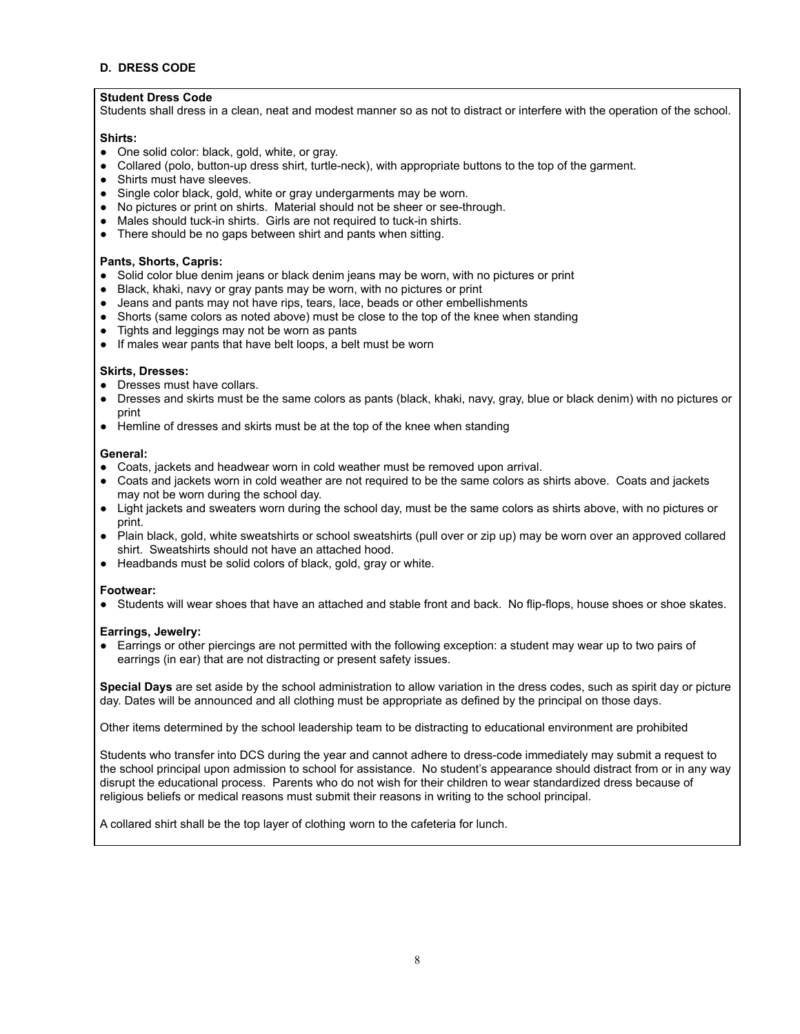### D. DRESS CODE

**Student Dress Code**
Students shall dress in a clean, neat and modest manner so as not to distract or interfere with the operation of the school.

**Shirts:**
- One solid color: black, gold, white, or gray.
- Collared (polo, button-up dress shirt, turtle-neck), with appropriate buttons to the top of the garment.
- Shirts must have sleeves.
- Single color black, gold, white or gray undergarments may be worn.
- No pictures or print on shirts. Material should not be sheer or see-through.
- Males should tuck-in shirts. Girls are not required to tuck-in shirts.
- There should be no gaps between shirt and pants when sitting.

**Pants, Shorts, Capris:**
- Solid color blue denim jeans or black denim jeans may be worn, with no pictures or print
- Black, khaki, navy or gray pants may be worn, with no pictures or print
- Jeans and pants may not have rips, tears, lace, beads or other embellishments
- Shorts (same colors as noted above) must be close to the top of the knee when standing
- Tights and leggings may not be worn as pants
- If males wear pants that have belt loops, a belt must be worn

**Skirts, Dresses:**
- Dresses must have collars.
- Dresses and skirts must be the same colors as pants (black, khaki, navy, gray, blue or black denim) with no pictures or print
- Hemline of dresses and skirts must be at the top of the knee when standing

**General:**
- Coats, jackets and headwear worn in cold weather must be removed upon arrival.
- Coats and jackets worn in cold weather are not required to be the same colors as shirts above. Coats and jackets may not be worn during the school day.
- Light jackets and sweaters worn during the school day, must be the same colors as shirts above, with no pictures or print.
- Plain black, gold, white sweatshirts or school sweatshirts (pull over or zip up) may be worn over an approved collared shirt. Sweatshirts should not have an attached hood.
- Headbands must be solid colors of black, gold, gray or white.

**Footwear:**
- Students will wear shoes that have an attached and stable front and back. No flip-flops, house shoes or shoe skates.

**Earrings, Jewelry:**
- Earrings or other piercings are not permitted with the following exception: a student may wear up to two pairs of earrings (in ear) that are not distracting or present safety issues.

**Special Days** are set aside by the school administration to allow variation in the dress codes, such as spirit day or picture day. Dates will be announced and all clothing must be appropriate as defined by the principal on those days.

Other items determined by the school leadership team to be distracting to educational environment are prohibited

Students who transfer into DCS during the year and cannot adhere to dress-code immediately may submit a request to the school principal upon admission to school for assistance. No student's appearance should distract from or in any way disrupt the educational process. Parents who do not wish for their children to wear standardized dress because of religious beliefs or medical reasons must submit their reasons in writing to the school principal.

A collared shirt shall be the top layer of clothing worn to the cafeteria for lunch.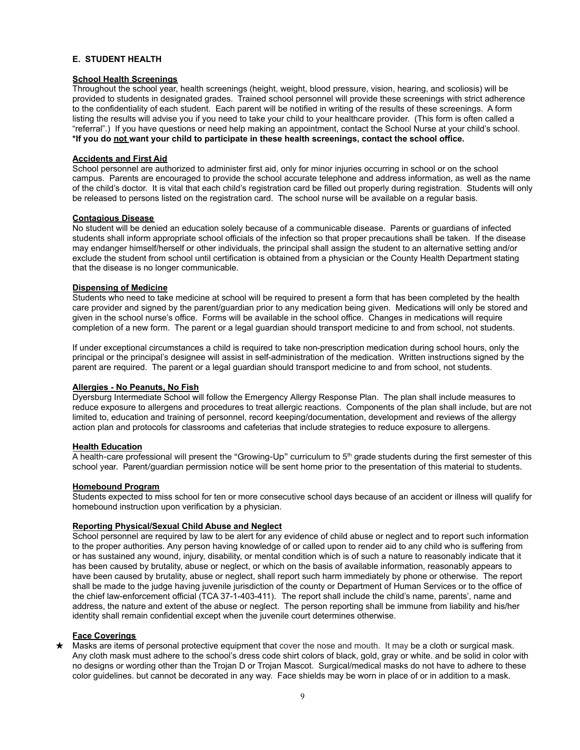## E. STUDENT HEALTH

### School Health Screenings

Throughout the school year, health screenings (height, weight, blood pressure, vision, hearing, and scoliosis) will be provided to students in designated grades. Trained school personnel will provide these screenings with strict adherence to the confidentiality of each student. Each parent will be notified in writing of the results of these screenings. A form listing the results will advise you if you need to take your child to your healthcare provider. (This form is often called a "referral".) If you have questions or need help making an appointment, contact the School Nurse at your child's school. **\*If you do not want your child to participate in these health screenings, contact the school office.**

### Accidents and First Aid

School personnel are authorized to administer first aid, only for minor injuries occurring in school or on the school campus. Parents are encouraged to provide the school accurate telephone and address information, as well as the name of the child's doctor. It is vital that each child's registration card be filled out properly during registration. Students will only be released to persons listed on the registration card. The school nurse will be available on a regular basis.

### Contagious Disease

No student will be denied an education solely because of a communicable disease. Parents or guardians of infected students shall inform appropriate school officials of the infection so that proper precautions shall be taken. If the disease may endanger himself/herself or other individuals, the principal shall assign the student to an alternative setting and/or exclude the student from school until certification is obtained from a physician or the County Health Department stating that the disease is no longer communicable.

### Dispensing of Medicine

Students who need to take medicine at school will be required to present a form that has been completed by the health care provider and signed by the parent/guardian prior to any medication being given. Medications will only be stored and given in the school nurse's office. Forms will be available in the school office. Changes in medications will require completion of a new form. The parent or a legal guardian should transport medicine to and from school, not students.

If under exceptional circumstances a child is required to take non-prescription medication during school hours, only the principal or the principal's designee will assist in self-administration of the medication. Written instructions signed by the parent are required. The parent or a legal guardian should transport medicine to and from school, not students.

### Allergies - No Peanuts, No Fish

Dyersburg Intermediate School will follow the Emergency Allergy Response Plan. The plan shall include measures to reduce exposure to allergens and procedures to treat allergic reactions. Components of the plan shall include, but are not limited to, education and training of personnel, record keeping/documentation, development and reviews of the allergy action plan and protocols for classrooms and cafeterias that include strategies to reduce exposure to allergens.

### Health Education

A health-care professional will present the "Growing-Up" curriculum to 5th grade students during the first semester of this school year. Parent/guardian permission notice will be sent home prior to the presentation of this material to students.

### Homebound Program

Students expected to miss school for ten or more consecutive school days because of an accident or illness will qualify for homebound instruction upon verification by a physician.

### Reporting Physical/Sexual Child Abuse and Neglect

School personnel are required by law to be alert for any evidence of child abuse or neglect and to report such information to the proper authorities. Any person having knowledge of or called upon to render aid to any child who is suffering from or has sustained any wound, injury, disability, or mental condition which is of such a nature to reasonably indicate that it has been caused by brutality, abuse or neglect, or which on the basis of available information, reasonably appears to have been caused by brutality, abuse or neglect, shall report such harm immediately by phone or otherwise. The report shall be made to the judge having juvenile jurisdiction of the county or Department of Human Services or to the office of the chief law-enforcement official (TCA 37-1-403-411). The report shall include the child's name, parents', name and address, the nature and extent of the abuse or neglect. The person reporting shall be immune from liability and his/her identity shall remain confidential except when the juvenile court determines otherwise.

### Face Coverings

★ Masks are items of personal protective equipment that cover the nose and mouth. It may be a cloth or surgical mask. Any cloth mask must adhere to the school's dress code shirt colors of black, gold, gray or white. and be solid in color with no designs or wording other than the Trojan D or Trojan Mascot. Surgical/medical masks do not have to adhere to these color guidelines. but cannot be decorated in any way. Face shields may be worn in place of or in addition to a mask.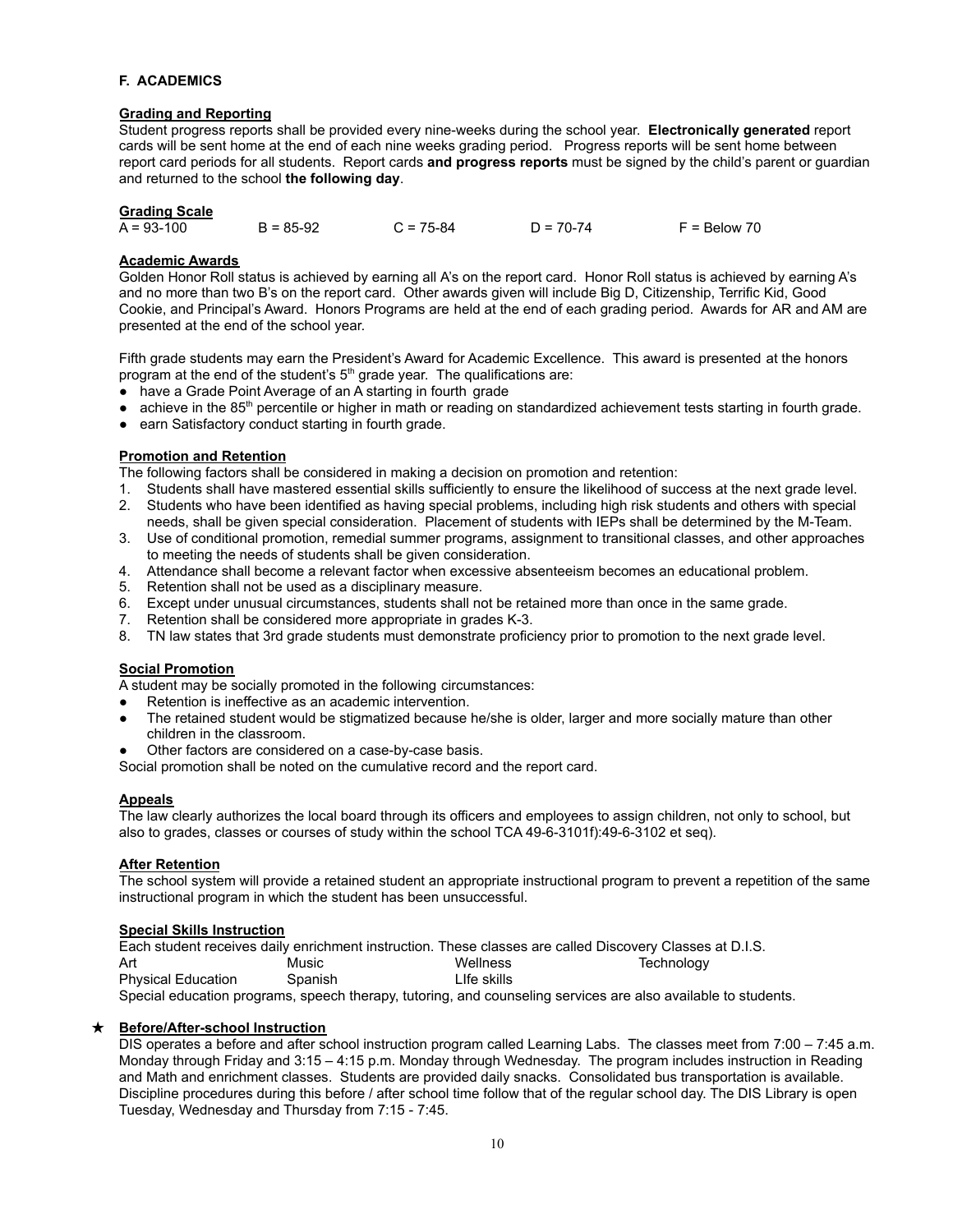## F. ACADEMICS

**Grading and Reporting**

Student progress reports shall be provided every nine-weeks during the school year. **Electronically generated** report cards will be sent home at the end of each nine weeks grading period. Progress reports will be sent home between report card periods for all students. Report cards **and progress reports** must be signed by the child's parent or guardian and returned to the school **the following day**.

**Grading Scale**

| A = 93-100 | B = 85-92 | C = 75-84 | D = 70-74 | F = Below 70 |
|---|---|---|---|---|

**Academic Awards**

Golden Honor Roll status is achieved by earning all A's on the report card. Honor Roll status is achieved by earning A's and no more than two B's on the report card. Other awards given will include Big D, Citizenship, Terrific Kid, Good Cookie, and Principal's Award. Honors Programs are held at the end of each grading period. Awards for AR and AM are presented at the end of the school year.

Fifth grade students may earn the President's Award for Academic Excellence. This award is presented at the honors program at the end of the student's 5th grade year. The qualifications are:

- have a Grade Point Average of an A starting in fourth grade
- achieve in the 85th percentile or higher in math or reading on standardized achievement tests starting in fourth grade.
- earn Satisfactory conduct starting in fourth grade.

**Promotion and Retention**

The following factors shall be considered in making a decision on promotion and retention:

1. Students shall have mastered essential skills sufficiently to ensure the likelihood of success at the next grade level.
2. Students who have been identified as having special problems, including high risk students and others with special needs, shall be given special consideration. Placement of students with IEPs shall be determined by the M-Team.
3. Use of conditional promotion, remedial summer programs, assignment to transitional classes, and other approaches to meeting the needs of students shall be given consideration.
4. Attendance shall become a relevant factor when excessive absenteeism becomes an educational problem.
5. Retention shall not be used as a disciplinary measure.
6. Except under unusual circumstances, students shall not be retained more than once in the same grade.
7. Retention shall be considered more appropriate in grades K-3.
8. TN law states that 3rd grade students must demonstrate proficiency prior to promotion to the next grade level.

**Social Promotion**

A student may be socially promoted in the following circumstances:

- Retention is ineffective as an academic intervention.
- The retained student would be stigmatized because he/she is older, larger and more socially mature than other children in the classroom.
- Other factors are considered on a case-by-case basis.

Social promotion shall be noted on the cumulative record and the report card.

**Appeals**

The law clearly authorizes the local board through its officers and employees to assign children, not only to school, but also to grades, classes or courses of study within the school TCA 49-6-3101f):49-6-3102 et seq).

**After Retention**

The school system will provide a retained student an appropriate instructional program to prevent a repetition of the same instructional program in which the student has been unsuccessful.

**Special Skills Instruction**

Each student receives daily enrichment instruction. These classes are called Discovery Classes at D.I.S.

| Art | Music | Wellness | Technology |
|---|---|---|---|
| Physical Education | Spanish | LIfe skills | |

Special education programs, speech therapy, tutoring, and counseling services are also available to students.

★ **Before/After-school Instruction**

DIS operates a before and after school instruction program called Learning Labs. The classes meet from 7:00 – 7:45 a.m. Monday through Friday and 3:15 – 4:15 p.m. Monday through Wednesday. The program includes instruction in Reading and Math and enrichment classes. Students are provided daily snacks. Consolidated bus transportation is available. Discipline procedures during this before / after school time follow that of the regular school day. The DIS Library is open Tuesday, Wednesday and Thursday from 7:15 - 7:45.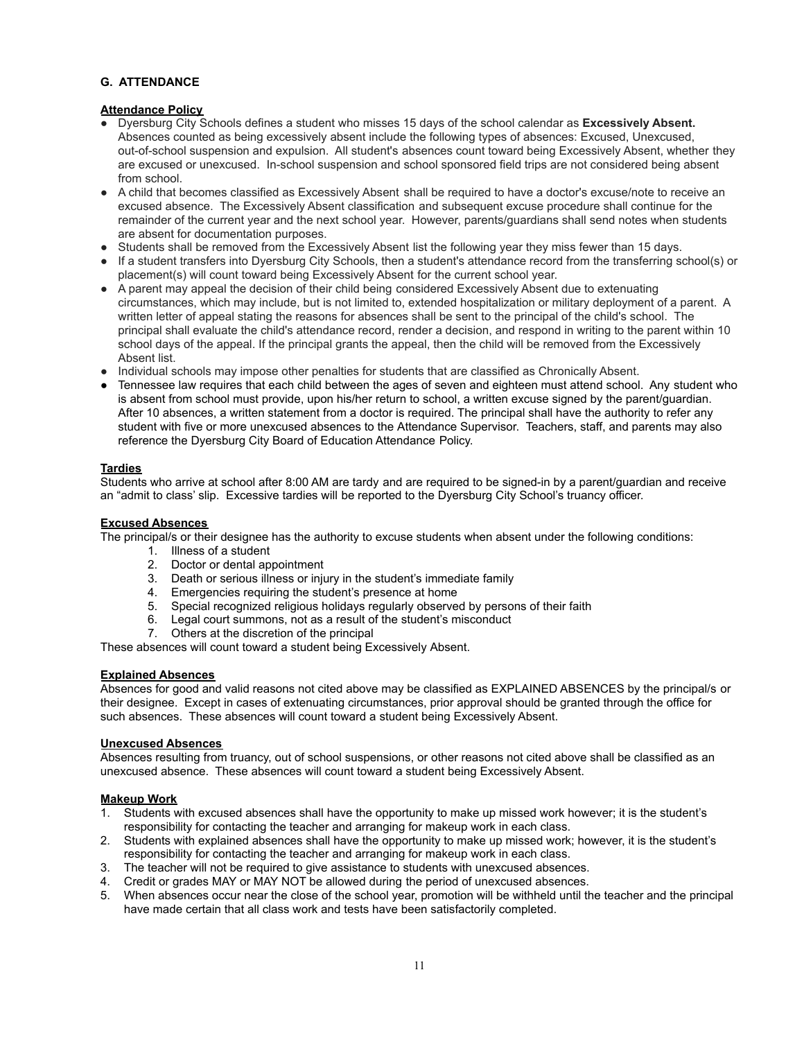## G. ATTENDANCE

### Attendance Policy

- Dyersburg City Schools defines a student who misses 15 days of the school calendar as **Excessively Absent.** Absences counted as being excessively absent include the following types of absences: Excused, Unexcused, out-of-school suspension and expulsion. All student's absences count toward being Excessively Absent, whether they are excused or unexcused. In-school suspension and school sponsored field trips are not considered being absent from school.
- A child that becomes classified as Excessively Absent shall be required to have a doctor's excuse/note to receive an excused absence. The Excessively Absent classification and subsequent excuse procedure shall continue for the remainder of the current year and the next school year. However, parents/guardians shall send notes when students are absent for documentation purposes.
- Students shall be removed from the Excessively Absent list the following year they miss fewer than 15 days.
- If a student transfers into Dyersburg City Schools, then a student's attendance record from the transferring school(s) or placement(s) will count toward being Excessively Absent for the current school year.
- A parent may appeal the decision of their child being considered Excessively Absent due to extenuating circumstances, which may include, but is not limited to, extended hospitalization or military deployment of a parent. A written letter of appeal stating the reasons for absences shall be sent to the principal of the child's school. The principal shall evaluate the child's attendance record, render a decision, and respond in writing to the parent within 10 school days of the appeal. If the principal grants the appeal, then the child will be removed from the Excessively Absent list.
- Individual schools may impose other penalties for students that are classified as Chronically Absent.
- Tennessee law requires that each child between the ages of seven and eighteen must attend school. Any student who is absent from school must provide, upon his/her return to school, a written excuse signed by the parent/guardian. After 10 absences, a written statement from a doctor is required. The principal shall have the authority to refer any student with five or more unexcused absences to the Attendance Supervisor. Teachers, staff, and parents may also reference the Dyersburg City Board of Education Attendance Policy.

### Tardies

Students who arrive at school after 8:00 AM are tardy and are required to be signed-in by a parent/guardian and receive an "admit to class' slip. Excessive tardies will be reported to the Dyersburg City School's truancy officer.

### Excused Absences

The principal/s or their designee has the authority to excuse students when absent under the following conditions:

1. Illness of a student
2. Doctor or dental appointment
3. Death or serious illness or injury in the student's immediate family
4. Emergencies requiring the student's presence at home
5. Special recognized religious holidays regularly observed by persons of their faith
6. Legal court summons, not as a result of the student's misconduct
7. Others at the discretion of the principal

These absences will count toward a student being Excessively Absent.

### Explained Absences

Absences for good and valid reasons not cited above may be classified as EXPLAINED ABSENCES by the principal/s or their designee. Except in cases of extenuating circumstances, prior approval should be granted through the office for such absences. These absences will count toward a student being Excessively Absent.

### Unexcused Absences

Absences resulting from truancy, out of school suspensions, or other reasons not cited above shall be classified as an unexcused absence. These absences will count toward a student being Excessively Absent.

### Makeup Work

1. Students with excused absences shall have the opportunity to make up missed work however; it is the student's responsibility for contacting the teacher and arranging for makeup work in each class.
2. Students with explained absences shall have the opportunity to make up missed work; however, it is the student's responsibility for contacting the teacher and arranging for makeup work in each class.
3. The teacher will not be required to give assistance to students with unexcused absences.
4. Credit or grades MAY or MAY NOT be allowed during the period of unexcused absences.
5. When absences occur near the close of the school year, promotion will be withheld until the teacher and the principal have made certain that all class work and tests have been satisfactorily completed.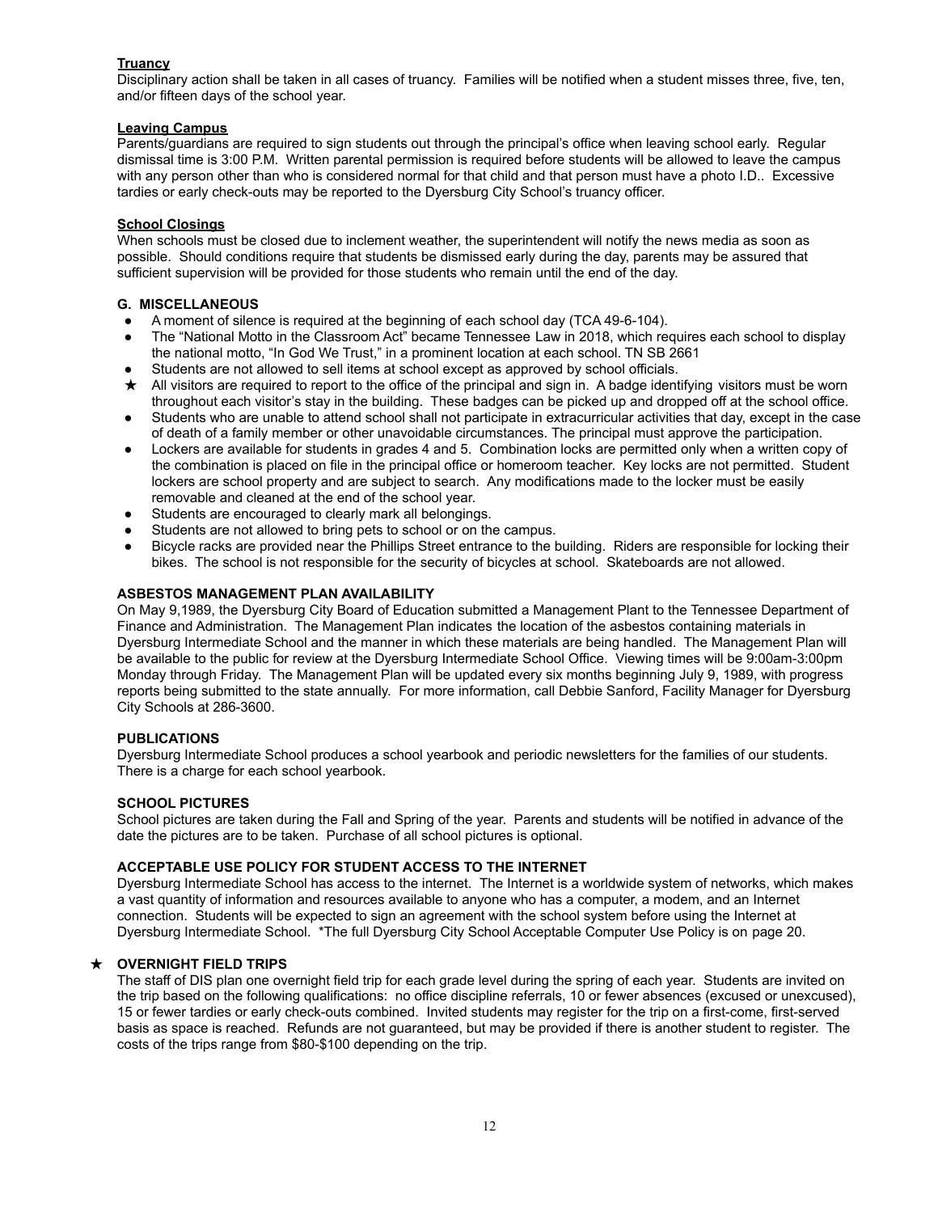**Truancy**
Disciplinary action shall be taken in all cases of truancy. Families will be notified when a student misses three, five, ten, and/or fifteen days of the school year.

**Leaving Campus**
Parents/guardians are required to sign students out through the principal's office when leaving school early. Regular dismissal time is 3:00 P.M. Written parental permission is required before students will be allowed to leave the campus with any person other than who is considered normal for that child and that person must have a photo I.D.. Excessive tardies or early check-outs may be reported to the Dyersburg City School's truancy officer.

**School Closings**
When schools must be closed due to inclement weather, the superintendent will notify the news media as soon as possible. Should conditions require that students be dismissed early during the day, parents may be assured that sufficient supervision will be provided for those students who remain until the end of the day.

### G. MISCELLANEOUS

- A moment of silence is required at the beginning of each school day (TCA 49-6-104).
- The "National Motto in the Classroom Act" became Tennessee Law in 2018, which requires each school to display the national motto, "In God We Trust," in a prominent location at each school. TN SB 2661
- Students are not allowed to sell items at school except as approved by school officials.
- ★ All visitors are required to report to the office of the principal and sign in. A badge identifying visitors must be worn throughout each visitor's stay in the building. These badges can be picked up and dropped off at the school office.
- Students who are unable to attend school shall not participate in extracurricular activities that day, except in the case of death of a family member or other unavoidable circumstances. The principal must approve the participation.
- Lockers are available for students in grades 4 and 5. Combination locks are permitted only when a written copy of the combination is placed on file in the principal office or homeroom teacher. Key locks are not permitted. Student lockers are school property and are subject to search. Any modifications made to the locker must be easily removable and cleaned at the end of the school year.
- Students are encouraged to clearly mark all belongings.
- Students are not allowed to bring pets to school or on the campus.
- Bicycle racks are provided near the Phillips Street entrance to the building. Riders are responsible for locking their bikes. The school is not responsible for the security of bicycles at school. Skateboards are not allowed.

### ASBESTOS MANAGEMENT PLAN AVAILABILITY

On May 9,1989, the Dyersburg City Board of Education submitted a Management Plant to the Tennessee Department of Finance and Administration. The Management Plan indicates the location of the asbestos containing materials in Dyersburg Intermediate School and the manner in which these materials are being handled. The Management Plan will be available to the public for review at the Dyersburg Intermediate School Office. Viewing times will be 9:00am-3:00pm Monday through Friday. The Management Plan will be updated every six months beginning July 9, 1989, with progress reports being submitted to the state annually. For more information, call Debbie Sanford, Facility Manager for Dyersburg City Schools at 286-3600.

### PUBLICATIONS

Dyersburg Intermediate School produces a school yearbook and periodic newsletters for the families of our students. There is a charge for each school yearbook.

### SCHOOL PICTURES

School pictures are taken during the Fall and Spring of the year. Parents and students will be notified in advance of the date the pictures are to be taken. Purchase of all school pictures is optional.

### ACCEPTABLE USE POLICY FOR STUDENT ACCESS TO THE INTERNET

Dyersburg Intermediate School has access to the internet. The Internet is a worldwide system of networks, which makes a vast quantity of information and resources available to anyone who has a computer, a modem, and an Internet connection. Students will be expected to sign an agreement with the school system before using the Internet at Dyersburg Intermediate School. *The full Dyersburg City School Acceptable Computer Use Policy is on page 20.

### ★ OVERNIGHT FIELD TRIPS

The staff of DIS plan one overnight field trip for each grade level during the spring of each year. Students are invited on the trip based on the following qualifications: no office discipline referrals, 10 or fewer absences (excused or unexcused), 15 or fewer tardies or early check-outs combined. Invited students may register for the trip on a first-come, first-served basis as space is reached. Refunds are not guaranteed, but may be provided if there is another student to register. The costs of the trips range from $80-$100 depending on the trip.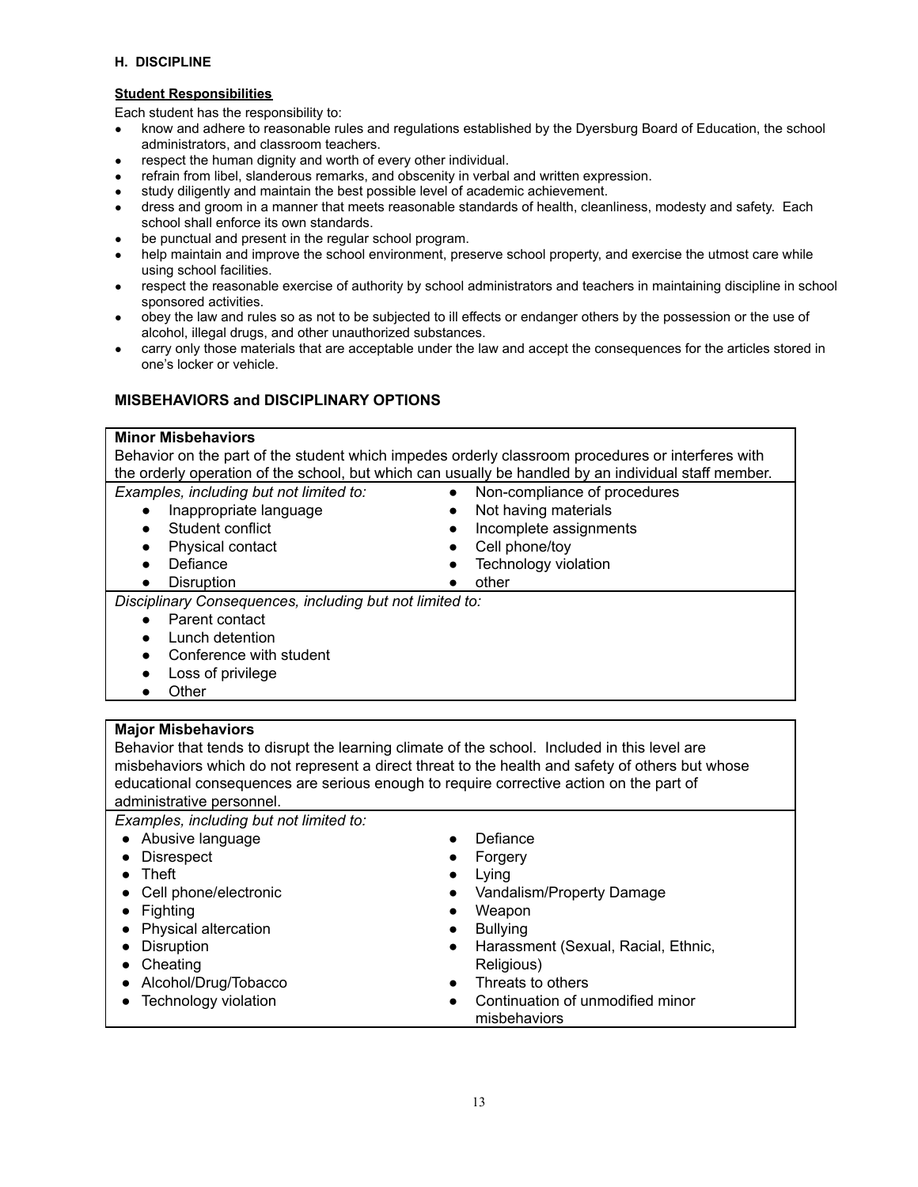### H. DISCIPLINE

**Student Responsibilities**

Each student has the responsibility to:

- know and adhere to reasonable rules and regulations established by the Dyersburg Board of Education, the school administrators, and classroom teachers.
- respect the human dignity and worth of every other individual.
- refrain from libel, slanderous remarks, and obscenity in verbal and written expression.
- study diligently and maintain the best possible level of academic achievement.
- dress and groom in a manner that meets reasonable standards of health, cleanliness, modesty and safety. Each school shall enforce its own standards.
- be punctual and present in the regular school program.
- help maintain and improve the school environment, preserve school property, and exercise the utmost care while using school facilities.
- respect the reasonable exercise of authority by school administrators and teachers in maintaining discipline in school sponsored activities.
- obey the law and rules so as not to be subjected to ill effects or endanger others by the possession or the use of alcohol, illegal drugs, and other unauthorized substances.
- carry only those materials that are acceptable under the law and accept the consequences for the articles stored in one's locker or vehicle.

### MISBEHAVIORS and DISCIPLINARY OPTIONS

**Minor Misbehaviors**

Behavior on the part of the student which impedes orderly classroom procedures or interferes with the orderly operation of the school, but which can usually be handled by an individual staff member.

*Examples, including but not limited to:*

- Inappropriate language
- Student conflict
- Physical contact
- Defiance
- Disruption
- Non-compliance of procedures
- Not having materials
- Incomplete assignments
- Cell phone/toy
- Technology violation
- other

*Disciplinary Consequences, including but not limited to:*

- Parent contact
- Lunch detention
- Conference with student
- Loss of privilege
- Other

**Major Misbehaviors**

Behavior that tends to disrupt the learning climate of the school. Included in this level are misbehaviors which do not represent a direct threat to the health and safety of others but whose educational consequences are serious enough to require corrective action on the part of administrative personnel.

*Examples, including but not limited to:*

- Abusive language
- Disrespect
- Theft
- Cell phone/electronic
- Fighting
- Physical altercation
- Disruption
- Cheating
- Alcohol/Drug/Tobacco
- Technology violation
- Defiance
- Forgery
- Lying
- Vandalism/Property Damage
- Weapon
- Bullying
- Harassment (Sexual, Racial, Ethnic, Religious)
- Threats to others
- Continuation of unmodified minor misbehaviors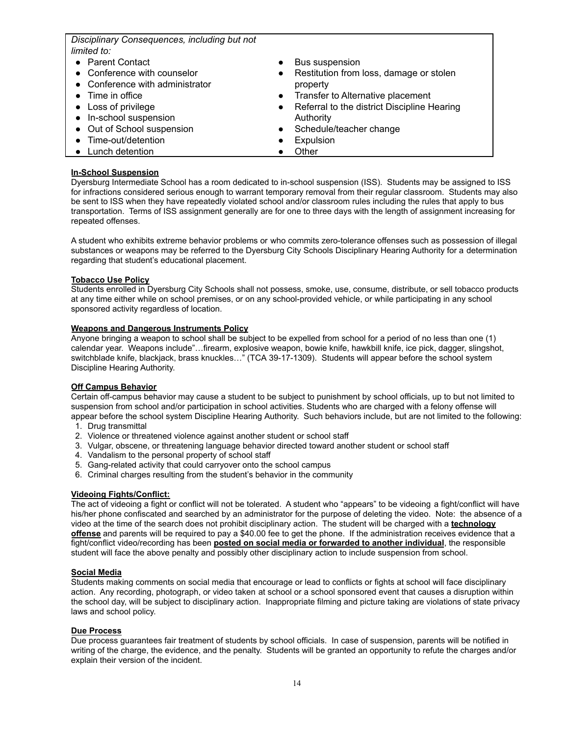*Disciplinary Consequences, including but not limited to:*

- Parent Contact
- Conference with counselor
- Conference with administrator
- Time in office
- Loss of privilege
- In-school suspension
- Out of School suspension
- Time-out/detention
- Lunch detention
- Bus suspension
- Restitution from loss, damage or stolen property
- Transfer to Alternative placement
- Referral to the district Discipline Hearing Authority
- Schedule/teacher change
- Expulsion
- Other

**In-School Suspension**

Dyersburg Intermediate School has a room dedicated to in-school suspension (ISS). Students may be assigned to ISS for infractions considered serious enough to warrant temporary removal from their regular classroom. Students may also be sent to ISS when they have repeatedly violated school and/or classroom rules including the rules that apply to bus transportation. Terms of ISS assignment generally are for one to three days with the length of assignment increasing for repeated offenses.

A student who exhibits extreme behavior problems or who commits zero-tolerance offenses such as possession of illegal substances or weapons may be referred to the Dyersburg City Schools Disciplinary Hearing Authority for a determination regarding that student's educational placement.

**Tobacco Use Policy**

Students enrolled in Dyersburg City Schools shall not possess, smoke, use, consume, distribute, or sell tobacco products at any time either while on school premises, or on any school-provided vehicle, or while participating in any school sponsored activity regardless of location.

**Weapons and Dangerous Instruments Policy**

Anyone bringing a weapon to school shall be subject to be expelled from school for a period of no less than one (1) calendar year. Weapons include"…firearm, explosive weapon, bowie knife, hawkbill knife, ice pick, dagger, slingshot, switchblade knife, blackjack, brass knuckles…" (TCA 39-17-1309). Students will appear before the school system Discipline Hearing Authority.

**Off Campus Behavior**

Certain off-campus behavior may cause a student to be subject to punishment by school officials, up to but not limited to suspension from school and/or participation in school activities. Students who are charged with a felony offense will appear before the school system Discipline Hearing Authority. Such behaviors include, but are not limited to the following:

1. Drug transmittal
2. Violence or threatened violence against another student or school staff
3. Vulgar, obscene, or threatening language behavior directed toward another student or school staff
4. Vandalism to the personal property of school staff
5. Gang-related activity that could carryover onto the school campus
6. Criminal charges resulting from the student's behavior in the community

**Videoing Fights/Conflict:**

The act of videoing a fight or conflict will not be tolerated. A student who "appears" to be videoing a fight/conflict will have his/her phone confiscated and searched by an administrator for the purpose of deleting the video. Note: the absence of a video at the time of the search does not prohibit disciplinary action. The student will be charged with a **technology offense** and parents will be required to pay a $40.00 fee to get the phone. If the administration receives evidence that a fight/conflict video/recording has been **posted on social media or forwarded to another individual**, the responsible student will face the above penalty and possibly other disciplinary action to include suspension from school.

**Social Media**

Students making comments on social media that encourage or lead to conflicts or fights at school will face disciplinary action. Any recording, photograph, or video taken at school or a school sponsored event that causes a disruption within the school day, will be subject to disciplinary action. Inappropriate filming and picture taking are violations of state privacy laws and school policy.

**Due Process**

Due process guarantees fair treatment of students by school officials. In case of suspension, parents will be notified in writing of the charge, the evidence, and the penalty. Students will be granted an opportunity to refute the charges and/or explain their version of the incident.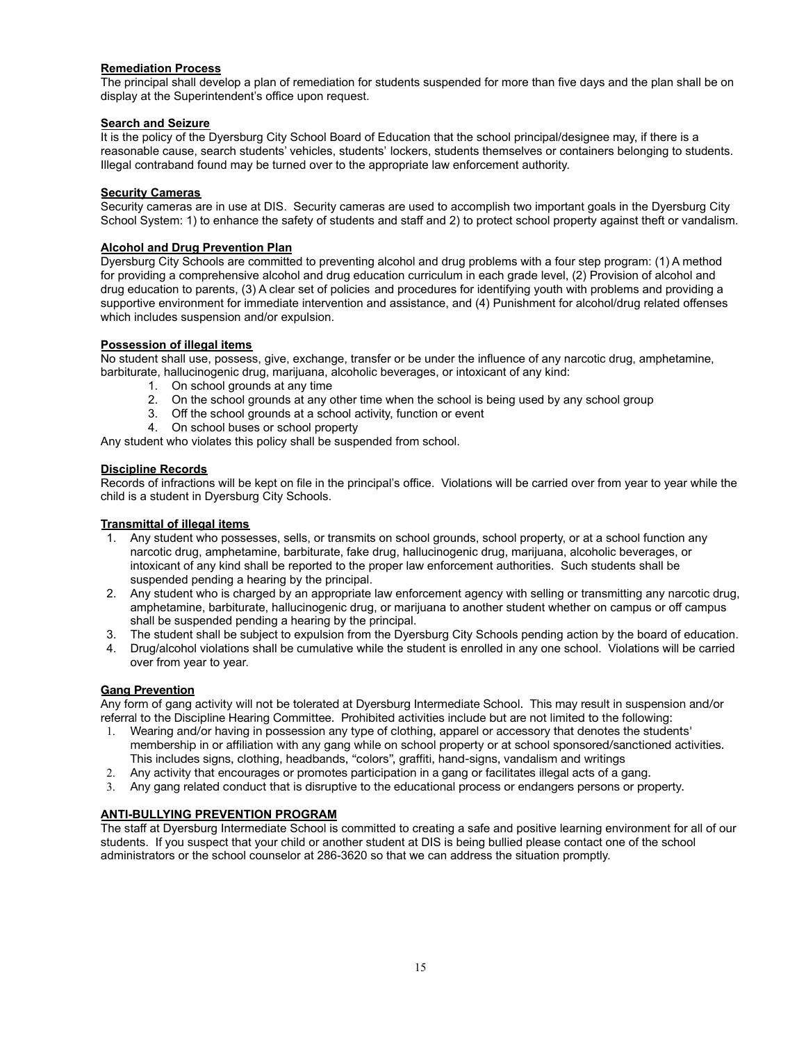**Remediation Process**
The principal shall develop a plan of remediation for students suspended for more than five days and the plan shall be on display at the Superintendent's office upon request.

**Search and Seizure**
It is the policy of the Dyersburg City School Board of Education that the school principal/designee may, if there is a reasonable cause, search students' vehicles, students' lockers, students themselves or containers belonging to students. Illegal contraband found may be turned over to the appropriate law enforcement authority.

**Security Cameras**
Security cameras are in use at DIS. Security cameras are used to accomplish two important goals in the Dyersburg City School System: 1) to enhance the safety of students and staff and 2) to protect school property against theft or vandalism.

**Alcohol and Drug Prevention Plan**
Dyersburg City Schools are committed to preventing alcohol and drug problems with a four step program: (1) A method for providing a comprehensive alcohol and drug education curriculum in each grade level, (2) Provision of alcohol and drug education to parents, (3) A clear set of policies and procedures for identifying youth with problems and providing a supportive environment for immediate intervention and assistance, and (4) Punishment for alcohol/drug related offenses which includes suspension and/or expulsion.

**Possession of illegal items**
No student shall use, possess, give, exchange, transfer or be under the influence of any narcotic drug, amphetamine, barbiturate, hallucinogenic drug, marijuana, alcoholic beverages, or intoxicant of any kind:

1. On school grounds at any time
2. On the school grounds at any other time when the school is being used by any school group
3. Off the school grounds at a school activity, function or event
4. On school buses or school property

Any student who violates this policy shall be suspended from school.

**Discipline Records**
Records of infractions will be kept on file in the principal's office. Violations will be carried over from year to year while the child is a student in Dyersburg City Schools.

**Transmittal of illegal items**

1. Any student who possesses, sells, or transmits on school grounds, school property, or at a school function any narcotic drug, amphetamine, barbiturate, fake drug, hallucinogenic drug, marijuana, alcoholic beverages, or intoxicant of any kind shall be reported to the proper law enforcement authorities. Such students shall be suspended pending a hearing by the principal.
2. Any student who is charged by an appropriate law enforcement agency with selling or transmitting any narcotic drug, amphetamine, barbiturate, hallucinogenic drug, or marijuana to another student whether on campus or off campus shall be suspended pending a hearing by the principal.
3. The student shall be subject to expulsion from the Dyersburg City Schools pending action by the board of education.
4. Drug/alcohol violations shall be cumulative while the student is enrolled in any one school. Violations will be carried over from year to year.

**Gang Prevention**
Any form of gang activity will not be tolerated at Dyersburg Intermediate School. This may result in suspension and/or referral to the Discipline Hearing Committee. Prohibited activities include but are not limited to the following:

1. Wearing and/or having in possession any type of clothing, apparel or accessory that denotes the students' membership in or affiliation with any gang while on school property or at school sponsored/sanctioned activities. This includes signs, clothing, headbands, "colors", graffiti, hand-signs, vandalism and writings
2. Any activity that encourages or promotes participation in a gang or facilitates illegal acts of a gang.
3. Any gang related conduct that is disruptive to the educational process or endangers persons or property.

**ANTI-BULLYING PREVENTION PROGRAM**
The staff at Dyersburg Intermediate School is committed to creating a safe and positive learning environment for all of our students. If you suspect that your child or another student at DIS is being bullied please contact one of the school administrators or the school counselor at 286-3620 so that we can address the situation promptly.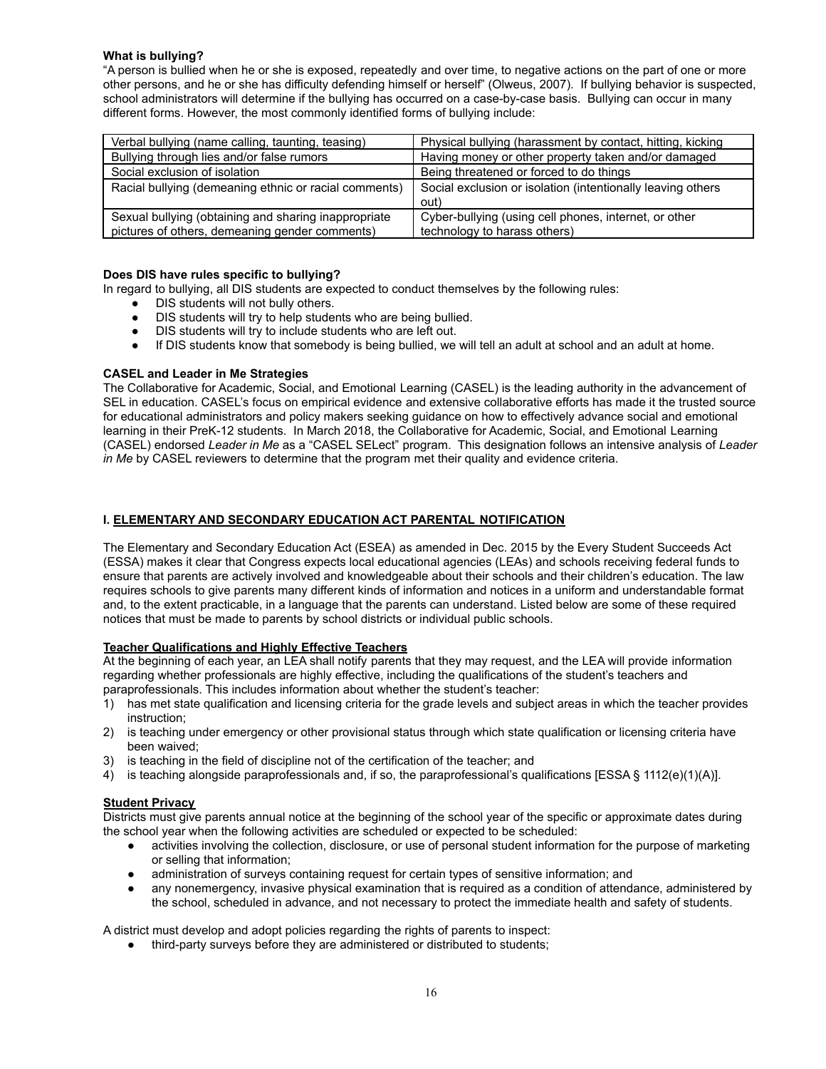**What is bullying?**

"A person is bullied when he or she is exposed, repeatedly and over time, to negative actions on the part of one or more other persons, and he or she has difficulty defending himself or herself" (Olweus, 2007). If bullying behavior is suspected, school administrators will determine if the bullying has occurred on a case-by-case basis. Bullying can occur in many different forms. However, the most commonly identified forms of bullying include:

| | |
|---|---|
| Verbal bullying (name calling, taunting, teasing) | Physical bullying (harassment by contact, hitting, kicking |
| Bullying through lies and/or false rumors | Having money or other property taken and/or damaged |
| Social exclusion of isolation | Being threatened or forced to do things |
| Racial bullying (demeaning ethnic or racial comments) | Social exclusion or isolation (intentionally leaving others out) |
| Sexual bullying (obtaining and sharing inappropriate pictures of others, demeaning gender comments) | Cyber-bullying (using cell phones, internet, or other technology to harass others) |

**Does DIS have rules specific to bullying?**

In regard to bullying, all DIS students are expected to conduct themselves by the following rules:

- DIS students will not bully others.
- DIS students will try to help students who are being bullied.
- DIS students will try to include students who are left out.
- If DIS students know that somebody is being bullied, we will tell an adult at school and an adult at home.

**CASEL and Leader in Me Strategies**

The Collaborative for Academic, Social, and Emotional Learning (CASEL) is the leading authority in the advancement of SEL in education. CASEL's focus on empirical evidence and extensive collaborative efforts has made it the trusted source for educational administrators and policy makers seeking guidance on how to effectively advance social and emotional learning in their PreK-12 students. In March 2018, the Collaborative for Academic, Social, and Emotional Learning (CASEL) endorsed *Leader in Me* as a "CASEL SELect" program. This designation follows an intensive analysis of *Leader in Me* by CASEL reviewers to determine that the program met their quality and evidence criteria.

## I. <u>ELEMENTARY AND SECONDARY EDUCATION ACT PARENTAL NOTIFICATION</u>

The Elementary and Secondary Education Act (ESEA) as amended in Dec. 2015 by the Every Student Succeeds Act (ESSA) makes it clear that Congress expects local educational agencies (LEAs) and schools receiving federal funds to ensure that parents are actively involved and knowledgeable about their schools and their children's education. The law requires schools to give parents many different kinds of information and notices in a uniform and understandable format and, to the extent practicable, in a language that the parents can understand. Listed below are some of these required notices that must be made to parents by school districts or individual public schools.

**<u>Teacher Qualifications and Highly Effective Teachers</u>**

At the beginning of each year, an LEA shall notify parents that they may request, and the LEA will provide information regarding whether professionals are highly effective, including the qualifications of the student's teachers and paraprofessionals. This includes information about whether the student's teacher:

1) has met state qualification and licensing criteria for the grade levels and subject areas in which the teacher provides instruction;
2) is teaching under emergency or other provisional status through which state qualification or licensing criteria have been waived;
3) is teaching in the field of discipline not of the certification of the teacher; and
4) is teaching alongside paraprofessionals and, if so, the paraprofessional's qualifications [ESSA § 1112(e)(1)(A)].

**<u>Student Privacy</u>**

Districts must give parents annual notice at the beginning of the school year of the specific or approximate dates during the school year when the following activities are scheduled or expected to be scheduled:

- activities involving the collection, disclosure, or use of personal student information for the purpose of marketing or selling that information;
- administration of surveys containing request for certain types of sensitive information; and
- any nonemergency, invasive physical examination that is required as a condition of attendance, administered by the school, scheduled in advance, and not necessary to protect the immediate health and safety of students.

A district must develop and adopt policies regarding the rights of parents to inspect:

- third-party surveys before they are administered or distributed to students;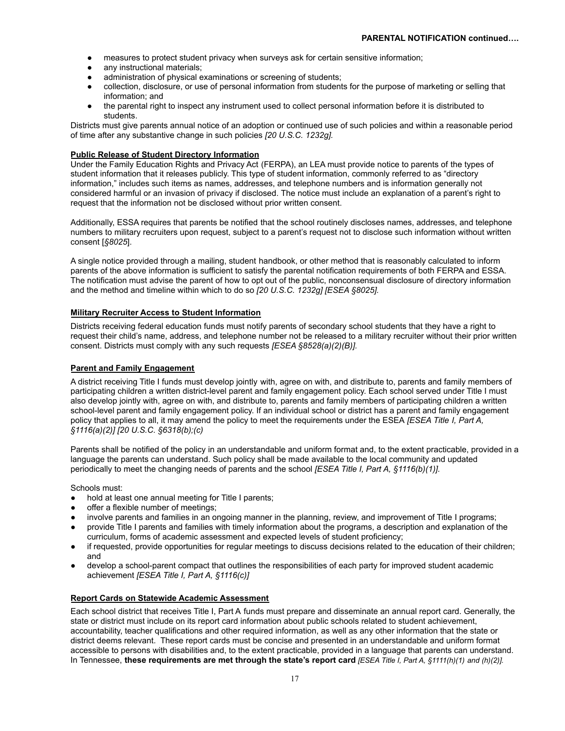- measures to protect student privacy when surveys ask for certain sensitive information;
- any instructional materials;
- administration of physical examinations or screening of students;
- collection, disclosure, or use of personal information from students for the purpose of marketing or selling that information; and
- the parental right to inspect any instrument used to collect personal information before it is distributed to students.

Districts must give parents annual notice of an adoption or continued use of such policies and within a reasonable period of time after any substantive change in such policies *[20 U.S.C. 1232g]*.

**Public Release of Student Directory Information**

Under the Family Education Rights and Privacy Act (FERPA), an LEA must provide notice to parents of the types of student information that it releases publicly. This type of student information, commonly referred to as "directory information," includes such items as names, addresses, and telephone numbers and is information generally not considered harmful or an invasion of privacy if disclosed. The notice must include an explanation of a parent's right to request that the information not be disclosed without prior written consent.

Additionally, ESSA requires that parents be notified that the school routinely discloses names, addresses, and telephone numbers to military recruiters upon request, subject to a parent's request not to disclose such information without written consent [*§8025*].

A single notice provided through a mailing, student handbook, or other method that is reasonably calculated to inform parents of the above information is sufficient to satisfy the parental notification requirements of both FERPA and ESSA. The notification must advise the parent of how to opt out of the public, nonconsensual disclosure of directory information and the method and timeline within which to do so *[20 U.S.C. 1232g] [ESEA §8025].*

**Military Recruiter Access to Student Information**

Districts receiving federal education funds must notify parents of secondary school students that they have a right to request their child's name, address, and telephone number not be released to a military recruiter without their prior written consent. Districts must comply with any such requests *[ESEA §8528(a)(2)(B)].*

**Parent and Family Engagement**

A district receiving Title I funds must develop jointly with, agree on with, and distribute to, parents and family members of participating children a written district-level parent and family engagement policy. Each school served under Title I must also develop jointly with, agree on with, and distribute to, parents and family members of participating children a written school-level parent and family engagement policy. If an individual school or district has a parent and family engagement policy that applies to all, it may amend the policy to meet the requirements under the ESEA *[ESEA Title I, Part A, §1116(a)(2)] [20 U.S.C. §6318(b);(c)*

Parents shall be notified of the policy in an understandable and uniform format and, to the extent practicable, provided in a language the parents can understand. Such policy shall be made available to the local community and updated periodically to meet the changing needs of parents and the school *[ESEA Title I, Part A, §1116(b)(1)]*.

Schools must:

- hold at least one annual meeting for Title I parents;
- offer a flexible number of meetings;
- involve parents and families in an ongoing manner in the planning, review, and improvement of Title I programs;
- provide Title I parents and families with timely information about the programs, a description and explanation of the curriculum, forms of academic assessment and expected levels of student proficiency;
- if requested, provide opportunities for regular meetings to discuss decisions related to the education of their children; and
- develop a school-parent compact that outlines the responsibilities of each party for improved student academic achievement *[ESEA Title I, Part A, §1116(c)]*

**Report Cards on Statewide Academic Assessment**

Each school district that receives Title I, Part A funds must prepare and disseminate an annual report card. Generally, the state or district must include on its report card information about public schools related to student achievement, accountability, teacher qualifications and other required information, as well as any other information that the state or district deems relevant. These report cards must be concise and presented in an understandable and uniform format accessible to persons with disabilities and, to the extent practicable, provided in a language that parents can understand. In Tennessee, **these requirements are met through the state's report card** *[ESEA Title I, Part A, §1111(h)(1) and (h)(2)].*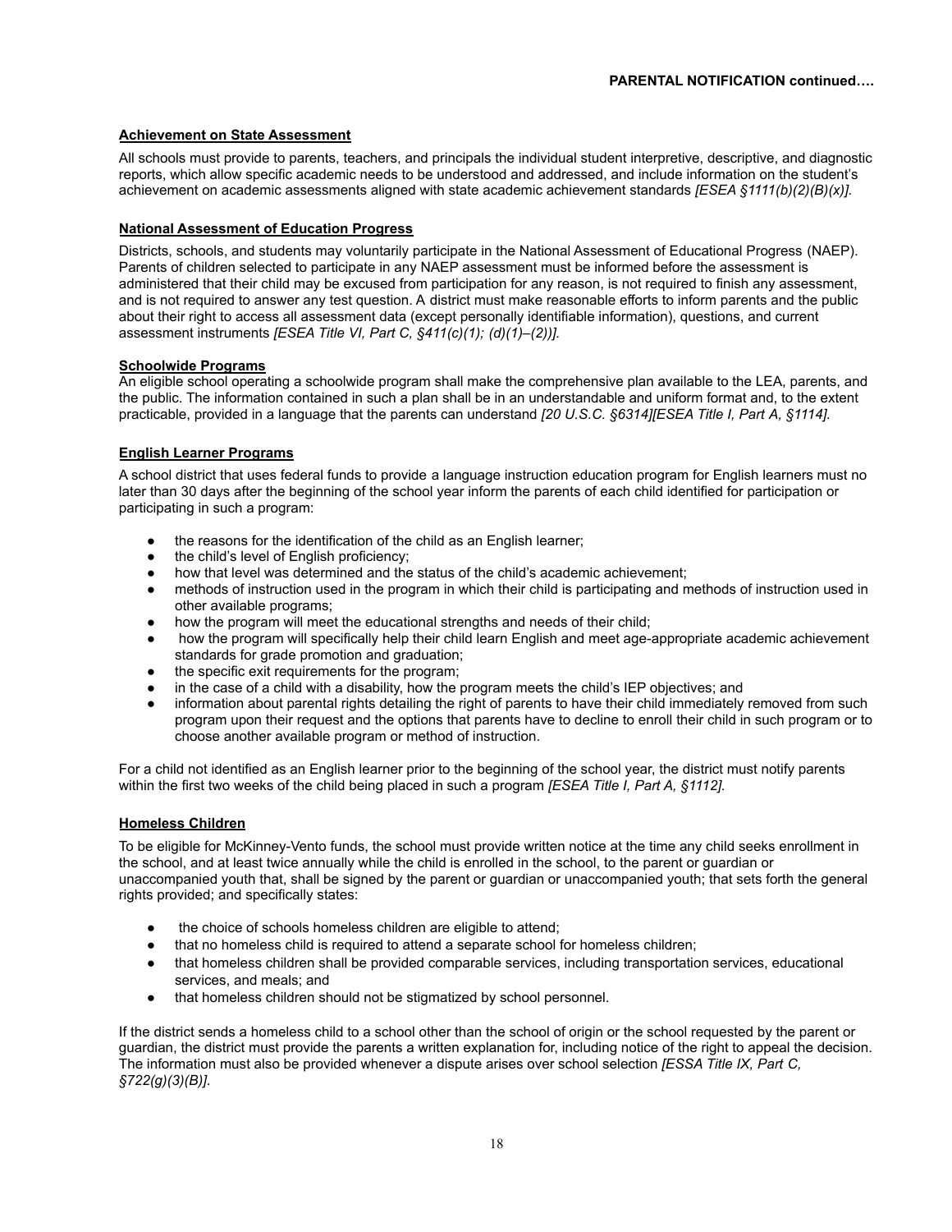**Achievement on State Assessment**

All schools must provide to parents, teachers, and principals the individual student interpretive, descriptive, and diagnostic reports, which allow specific academic needs to be understood and addressed, and include information on the student's achievement on academic assessments aligned with state academic achievement standards *[ESEA §1111(b)(2)(B)(x)]*.

**National Assessment of Education Progress**

Districts, schools, and students may voluntarily participate in the National Assessment of Educational Progress (NAEP). Parents of children selected to participate in any NAEP assessment must be informed before the assessment is administered that their child may be excused from participation for any reason, is not required to finish any assessment, and is not required to answer any test question. A district must make reasonable efforts to inform parents and the public about their right to access all assessment data (except personally identifiable information), questions, and current assessment instruments *[ESEA Title VI, Part C, §411(c)(1); (d)(1)–(2))]*.

**Schoolwide Programs**

An eligible school operating a schoolwide program shall make the comprehensive plan available to the LEA, parents, and the public. The information contained in such a plan shall be in an understandable and uniform format and, to the extent practicable, provided in a language that the parents can understand *[20 U.S.C. §6314][ESEA Title I, Part A, §1114]*.

**English Learner Programs**

A school district that uses federal funds to provide a language instruction education program for English learners must no later than 30 days after the beginning of the school year inform the parents of each child identified for participation or participating in such a program:

- the reasons for the identification of the child as an English learner;
- the child's level of English proficiency;
- how that level was determined and the status of the child's academic achievement;
- methods of instruction used in the program in which their child is participating and methods of instruction used in other available programs;
- how the program will meet the educational strengths and needs of their child;
- how the program will specifically help their child learn English and meet age-appropriate academic achievement standards for grade promotion and graduation;
- the specific exit requirements for the program;
- in the case of a child with a disability, how the program meets the child's IEP objectives; and
- information about parental rights detailing the right of parents to have their child immediately removed from such program upon their request and the options that parents have to decline to enroll their child in such program or to choose another available program or method of instruction.

For a child not identified as an English learner prior to the beginning of the school year, the district must notify parents within the first two weeks of the child being placed in such a program *[ESEA Title I, Part A, §1112]*.

**Homeless Children**

To be eligible for McKinney-Vento funds, the school must provide written notice at the time any child seeks enrollment in the school, and at least twice annually while the child is enrolled in the school, to the parent or guardian or unaccompanied youth that, shall be signed by the parent or guardian or unaccompanied youth; that sets forth the general rights provided; and specifically states:

- the choice of schools homeless children are eligible to attend;
- that no homeless child is required to attend a separate school for homeless children;
- that homeless children shall be provided comparable services, including transportation services, educational services, and meals; and
- that homeless children should not be stigmatized by school personnel.

If the district sends a homeless child to a school other than the school of origin or the school requested by the parent or guardian, the district must provide the parents a written explanation for, including notice of the right to appeal the decision. The information must also be provided whenever a dispute arises over school selection *[ESSA Title IX, Part C, §722(g)(3)(B)]*.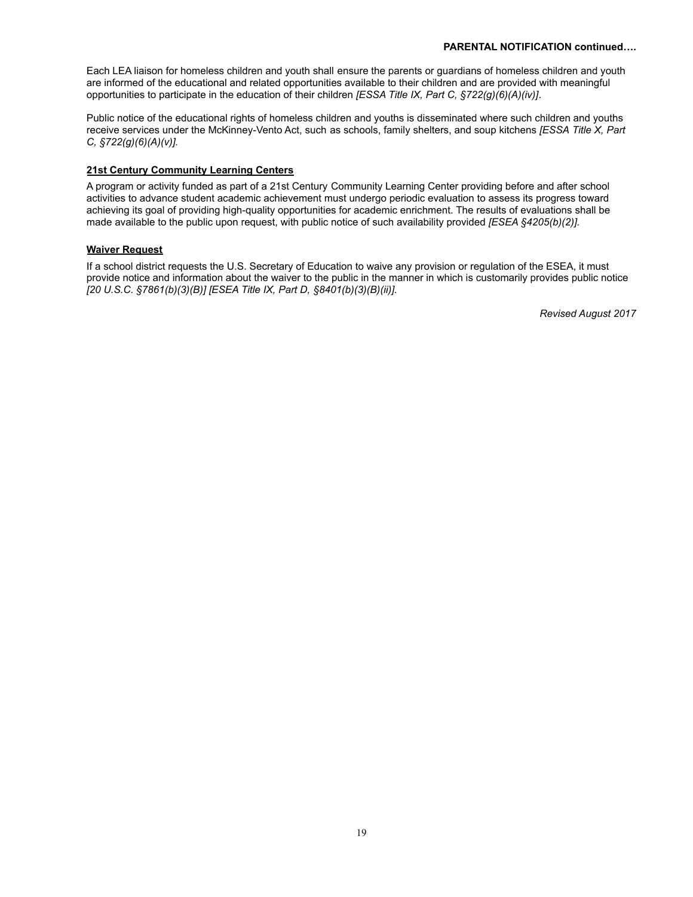**PARENTAL NOTIFICATION continued….**

Each LEA liaison for homeless children and youth shall ensure the parents or guardians of homeless children and youth are informed of the educational and related opportunities available to their children and are provided with meaningful opportunities to participate in the education of their children *[ESSA Title IX, Part C, §722(g)(6)(A)(iv)]*.

Public notice of the educational rights of homeless children and youths is disseminated where such children and youths receive services under the McKinney-Vento Act, such as schools, family shelters, and soup kitchens *[ESSA Title X, Part C, §722(g)(6)(A)(v)].*

**21st Century Community Learning Centers**

A program or activity funded as part of a 21st Century Community Learning Center providing before and after school activities to advance student academic achievement must undergo periodic evaluation to assess its progress toward achieving its goal of providing high-quality opportunities for academic enrichment. The results of evaluations shall be made available to the public upon request, with public notice of such availability provided *[ESEA §4205(b)(2)].*

**Waiver Request**

If a school district requests the U.S. Secretary of Education to waive any provision or regulation of the ESEA, it must provide notice and information about the waiver to the public in the manner in which is customarily provides public notice *[20 U.S.C. §7861(b)(3)(B)] [ESEA Title IX, Part D, §8401(b)(3)(B)(ii)].*

*Revised August 2017*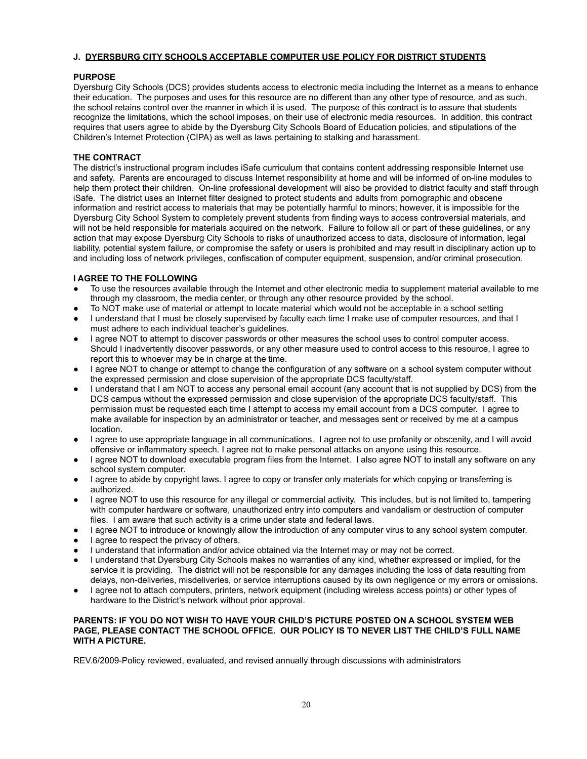## J. DYERSBURG CITY SCHOOLS ACCEPTABLE COMPUTER USE POLICY FOR DISTRICT STUDENTS

### PURPOSE

Dyersburg City Schools (DCS) provides students access to electronic media including the Internet as a means to enhance their education. The purposes and uses for this resource are no different than any other type of resource, and as such, the school retains control over the manner in which it is used. The purpose of this contract is to assure that students recognize the limitations, which the school imposes, on their use of electronic media resources. In addition, this contract requires that users agree to abide by the Dyersburg City Schools Board of Education policies, and stipulations of the Children's Internet Protection (CIPA) as well as laws pertaining to stalking and harassment.

### THE CONTRACT

The district's instructional program includes iSafe curriculum that contains content addressing responsible Internet use and safety. Parents are encouraged to discuss Internet responsibility at home and will be informed of on-line modules to help them protect their children. On-line professional development will also be provided to district faculty and staff through iSafe. The district uses an Internet filter designed to protect students and adults from pornographic and obscene information and restrict access to materials that may be potentially harmful to minors; however, it is impossible for the Dyersburg City School System to completely prevent students from finding ways to access controversial materials, and will not be held responsible for materials acquired on the network. Failure to follow all or part of these guidelines, or any action that may expose Dyersburg City Schools to risks of unauthorized access to data, disclosure of information, legal liability, potential system failure, or compromise the safety or users is prohibited and may result in disciplinary action up to and including loss of network privileges, confiscation of computer equipment, suspension, and/or criminal prosecution.

### I AGREE TO THE FOLLOWING

- To use the resources available through the Internet and other electronic media to supplement material available to me through my classroom, the media center, or through any other resource provided by the school.
- To NOT make use of material or attempt to locate material which would not be acceptable in a school setting
- I understand that I must be closely supervised by faculty each time I make use of computer resources, and that I must adhere to each individual teacher's guidelines.
- I agree NOT to attempt to discover passwords or other measures the school uses to control computer access. Should I inadvertently discover passwords, or any other measure used to control access to this resource, I agree to report this to whoever may be in charge at the time.
- I agree NOT to change or attempt to change the configuration of any software on a school system computer without the expressed permission and close supervision of the appropriate DCS faculty/staff.
- I understand that I am NOT to access any personal email account (any account that is not supplied by DCS) from the DCS campus without the expressed permission and close supervision of the appropriate DCS faculty/staff. This permission must be requested each time I attempt to access my email account from a DCS computer. I agree to make available for inspection by an administrator or teacher, and messages sent or received by me at a campus location.
- I agree to use appropriate language in all communications. I agree not to use profanity or obscenity, and I will avoid offensive or inflammatory speech. I agree not to make personal attacks on anyone using this resource.
- I agree NOT to download executable program files from the Internet. I also agree NOT to install any software on any school system computer.
- I agree to abide by copyright laws. I agree to copy or transfer only materials for which copying or transferring is authorized.
- I agree NOT to use this resource for any illegal or commercial activity. This includes, but is not limited to, tampering with computer hardware or software, unauthorized entry into computers and vandalism or destruction of computer files. I am aware that such activity is a crime under state and federal laws.
- I agree NOT to introduce or knowingly allow the introduction of any computer virus to any school system computer.
- I agree to respect the privacy of others.
- I understand that information and/or advice obtained via the Internet may or may not be correct.
- I understand that Dyersburg City Schools makes no warranties of any kind, whether expressed or implied, for the service it is providing. The district will not be responsible for any damages including the loss of data resulting from delays, non-deliveries, misdeliveries, or service interruptions caused by its own negligence or my errors or omissions.
- I agree not to attach computers, printers, network equipment (including wireless access points) or other types of hardware to the District's network without prior approval.

**PARENTS: IF YOU DO NOT WISH TO HAVE YOUR CHILD'S PICTURE POSTED ON A SCHOOL SYSTEM WEB PAGE, PLEASE CONTACT THE SCHOOL OFFICE. OUR POLICY IS TO NEVER LIST THE CHILD'S FULL NAME WITH A PICTURE.**

REV.6/2009-Policy reviewed, evaluated, and revised annually through discussions with administrators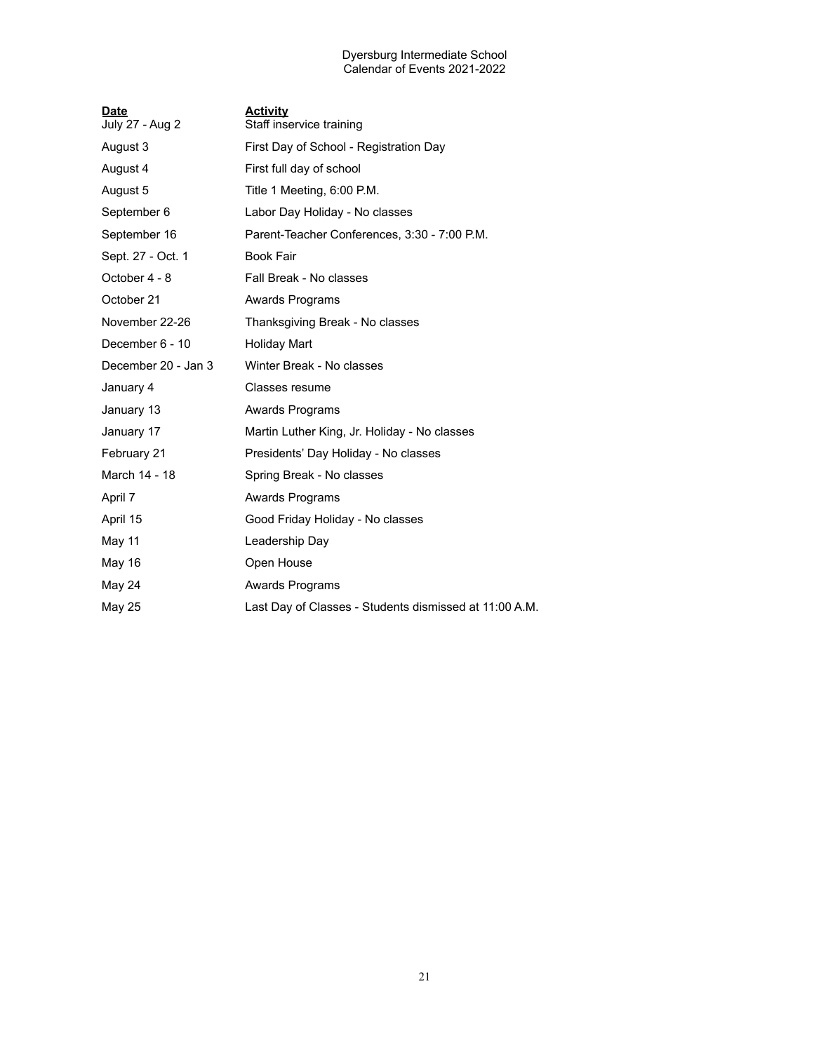# Dyersburg Intermediate School
## Calendar of Events 2021-2022

| **Date** | **Activity** |
|---|---|
| July 27 - Aug 2 | Staff inservice training |
| August 3 | First Day of School - Registration Day |
| August 4 | First full day of school |
| August 5 | Title 1 Meeting, 6:00 P.M. |
| September 6 | Labor Day Holiday - No classes |
| September 16 | Parent-Teacher Conferences, 3:30 - 7:00 P.M. |
| Sept. 27 - Oct. 1 | Book Fair |
| October 4 - 8 | Fall Break - No classes |
| October 21 | Awards Programs |
| November 22-26 | Thanksgiving Break - No classes |
| December 6 - 10 | Holiday Mart |
| December 20 - Jan 3 | Winter Break - No classes |
| January 4 | Classes resume |
| January 13 | Awards Programs |
| January 17 | Martin Luther King, Jr. Holiday - No classes |
| February 21 | Presidents' Day Holiday - No classes |
| March 14 - 18 | Spring Break - No classes |
| April 7 | Awards Programs |
| April 15 | Good Friday Holiday - No classes |
| May 11 | Leadership Day |
| May 16 | Open House |
| May 24 | Awards Programs |
| May 25 | Last Day of Classes - Students dismissed at 11:00 A.M. |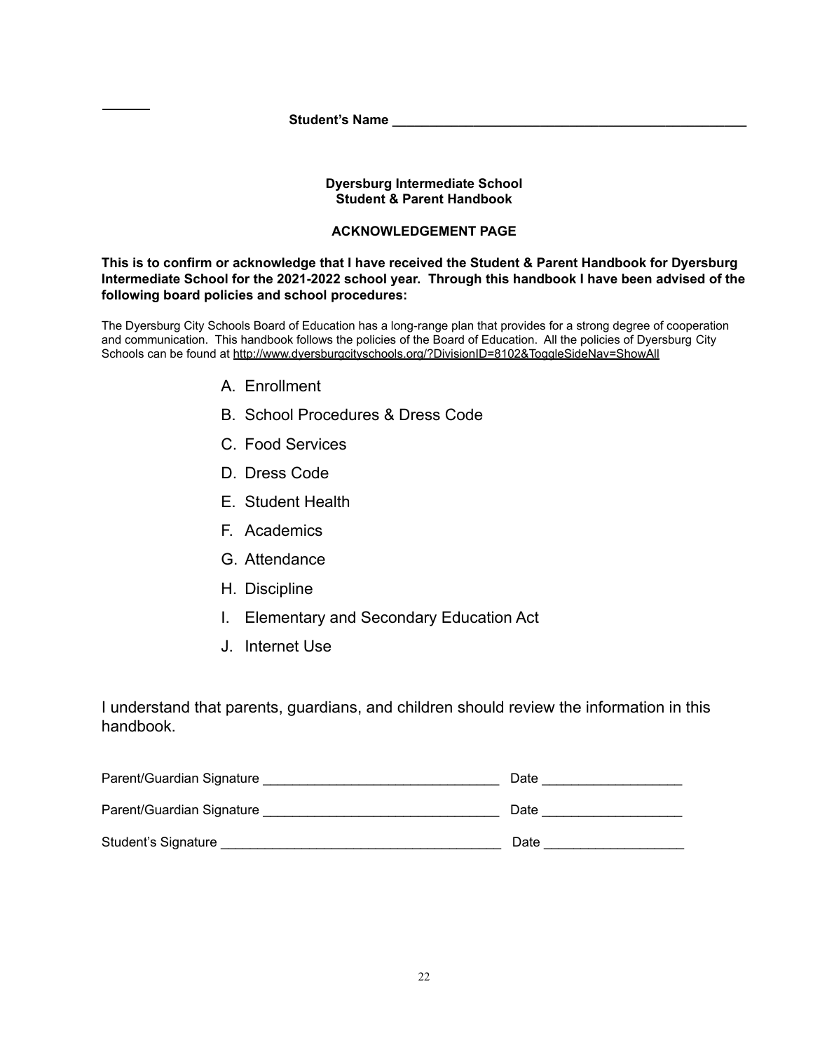**Student's Name \_\_\_\_\_\_\_\_\_\_\_\_\_\_\_\_\_\_\_\_\_\_\_\_\_\_\_\_\_\_\_\_\_\_\_\_\_\_\_\_\_\_\_\_\_\_\_\_\_\_**

**Dyersburg Intermediate School**
**Student & Parent Handbook**

**ACKNOWLEDGEMENT PAGE**

**This is to confirm or acknowledge that I have received the Student & Parent Handbook for Dyersburg Intermediate School for the 2021-2022 school year. Through this handbook I have been advised of the following board policies and school procedures:**

The Dyersburg City Schools Board of Education has a long-range plan that provides for a strong degree of cooperation and communication. This handbook follows the policies of the Board of Education. All the policies of Dyersburg City Schools can be found at http://www.dyersburgcityschools.org/?DivisionID=8102&ToggleSideNav=ShowAll

A. Enrollment
B. School Procedures & Dress Code
C. Food Services
D. Dress Code
E. Student Health
F. Academics
G. Attendance
H. Discipline
I. Elementary and Secondary Education Act
J. Internet Use

I understand that parents, guardians, and children should review the information in this handbook.

Parent/Guardian Signature \_\_\_\_\_\_\_\_\_\_\_\_\_\_\_\_\_\_\_\_\_\_\_\_\_\_\_\_\_\_\_\_ Date \_\_\_\_\_\_\_\_\_\_\_\_\_\_\_\_\_\_\_

Parent/Guardian Signature \_\_\_\_\_\_\_\_\_\_\_\_\_\_\_\_\_\_\_\_\_\_\_\_\_\_\_\_\_\_\_\_ Date \_\_\_\_\_\_\_\_\_\_\_\_\_\_\_\_\_\_\_

Student's Signature \_\_\_\_\_\_\_\_\_\_\_\_\_\_\_\_\_\_\_\_\_\_\_\_\_\_\_\_\_\_\_\_\_\_\_\_\_\_ Date \_\_\_\_\_\_\_\_\_\_\_\_\_\_\_\_\_\_\_